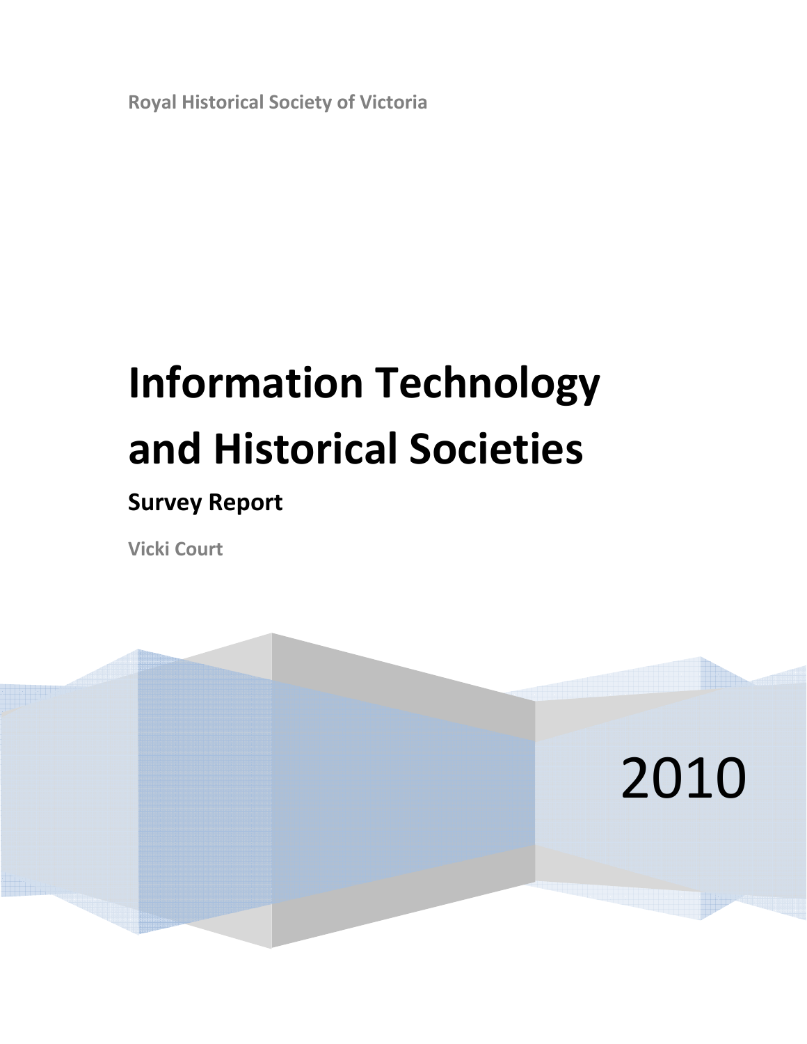Royal Historical Society of Victoria

# Information Technology and Historical Societies

## Survey Report

Vicki Court

2010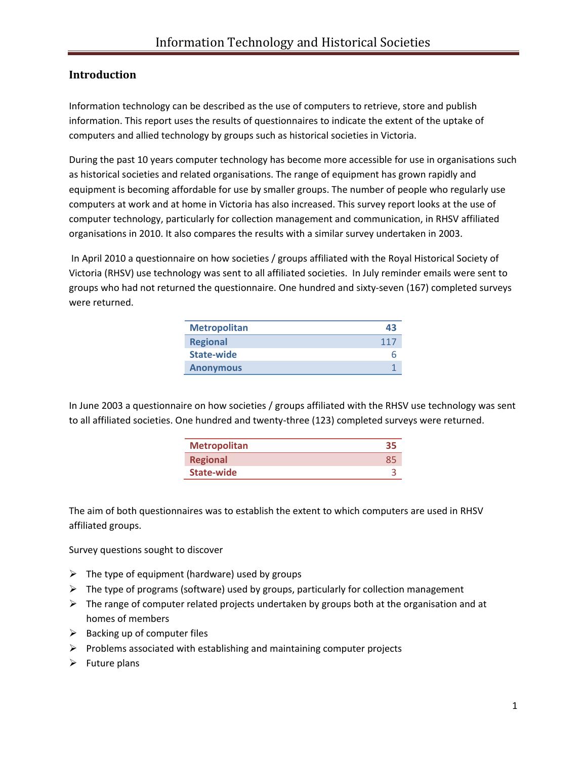## Introduction

Information technology can be described as the use of computers to retrieve, store and publish information. This report uses the results of questionnaires to indicate the extent of the uptake of computers and allied technology by groups such as historical societies in Victoria.

During the past 10 years computer technology has become more accessible for use in organisations such as historical societies and related organisations. The range of equipment has grown rapidly and equipment is becoming affordable for use by smaller groups. The number of people who regularly use computers at work and at home in Victoria has also increased. This survey report looks at the use of computer technology, particularly for collection management and communication, in RHSV affiliated organisations in 2010. It also compares the results with a similar survey undertaken in 2003.

In April 2010 a questionnaire on how societies / groups affiliated with the Royal Historical Society of Victoria (RHSV) use technology was sent to all affiliated societies. In July reminder emails were sent to groups who had not returned the questionnaire. One hundred and sixty-seven (167) completed surveys were returned.

| Metropolitan | 43 |
|---|---|
| Regional | 117 |
| State-wide | 6 |
| Anonymous | 1 |

In June 2003 a questionnaire on how societies / groups affiliated with the RHSV use technology was sent to all affiliated societies. One hundred and twenty-three (123) completed surveys were returned.

| Metropolitan | 35 |
|---|---|
| Regional | 85 |
| State-wide | 3 |

The aim of both questionnaires was to establish the extent to which computers are used in RHSV affiliated groups.

Survey questions sought to discover

- The type of equipment (hardware) used by groups
- The type of programs (software) used by groups, particularly for collection management
- The range of computer related projects undertaken by groups both at the organisation and at homes of members
- Backing up of computer files
- Problems associated with establishing and maintaining computer projects
- Future plans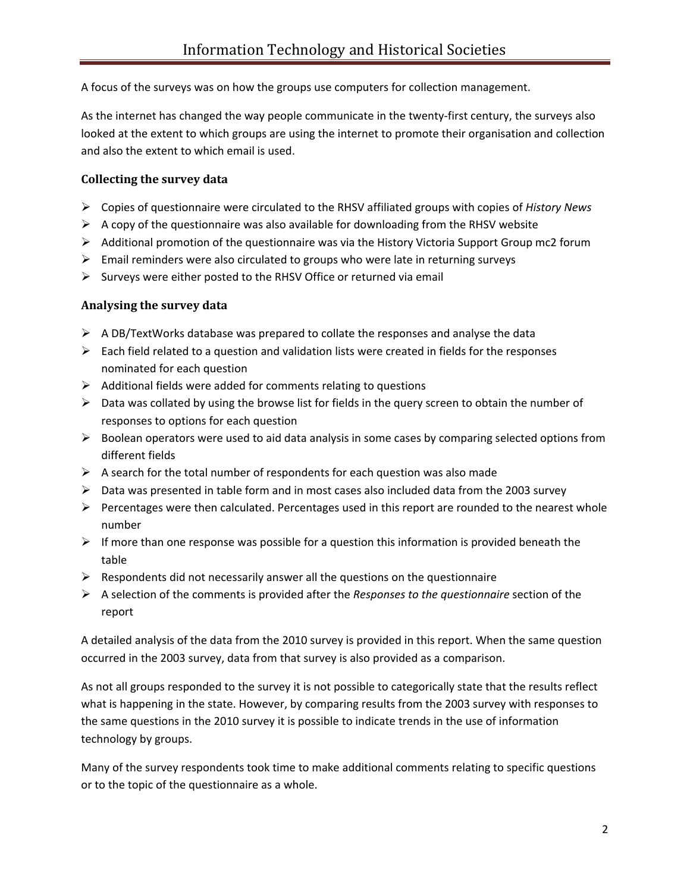A focus of the surveys was on how the groups use computers for collection management.

As the internet has changed the way people communicate in the twenty-first century, the surveys also looked at the extent to which groups are using the internet to promote their organisation and collection and also the extent to which email is used.

### Collecting the survey data

- Copies of questionnaire were circulated to the RHSV affiliated groups with copies of *History News*
- A copy of the questionnaire was also available for downloading from the RHSV website
- Additional promotion of the questionnaire was via the History Victoria Support Group mc2 forum
- Email reminders were also circulated to groups who were late in returning surveys
- Surveys were either posted to the RHSV Office or returned via email

### Analysing the survey data

- A DB/TextWorks database was prepared to collate the responses and analyse the data
- Each field related to a question and validation lists were created in fields for the responses nominated for each question
- Additional fields were added for comments relating to questions
- Data was collated by using the browse list for fields in the query screen to obtain the number of responses to options for each question
- Boolean operators were used to aid data analysis in some cases by comparing selected options from different fields
- A search for the total number of respondents for each question was also made
- Data was presented in table form and in most cases also included data from the 2003 survey
- Percentages were then calculated. Percentages used in this report are rounded to the nearest whole number
- If more than one response was possible for a question this information is provided beneath the table
- Respondents did not necessarily answer all the questions on the questionnaire
- A selection of the comments is provided after the *Responses to the questionnaire* section of the report

A detailed analysis of the data from the 2010 survey is provided in this report. When the same question occurred in the 2003 survey, data from that survey is also provided as a comparison.

As not all groups responded to the survey it is not possible to categorically state that the results reflect what is happening in the state. However, by comparing results from the 2003 survey with responses to the same questions in the 2010 survey it is possible to indicate trends in the use of information technology by groups.

Many of the survey respondents took time to make additional comments relating to specific questions or to the topic of the questionnaire as a whole.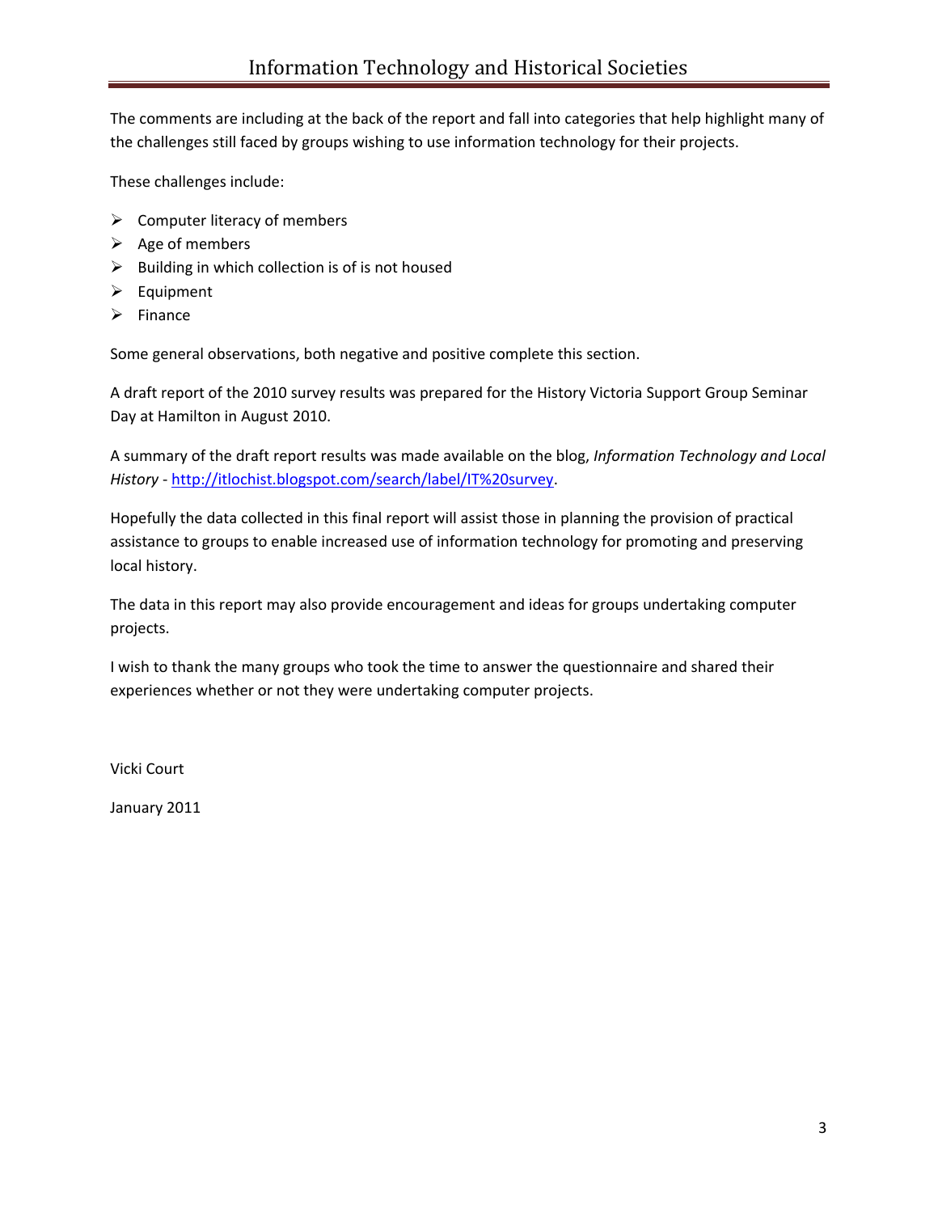The comments are including at the back of the report and fall into categories that help highlight many of the challenges still faced by groups wishing to use information technology for their projects.

These challenges include:

- Computer literacy of members
- Age of members
- Building in which collection is of is not housed
- Equipment
- Finance

Some general observations, both negative and positive complete this section.

A draft report of the 2010 survey results was prepared for the History Victoria Support Group Seminar Day at Hamilton in August 2010.

A summary of the draft report results was made available on the blog, *Information Technology and Local History* - http://itlochist.blogspot.com/search/label/IT%20survey.

Hopefully the data collected in this final report will assist those in planning the provision of practical assistance to groups to enable increased use of information technology for promoting and preserving local history.

The data in this report may also provide encouragement and ideas for groups undertaking computer projects.

I wish to thank the many groups who took the time to answer the questionnaire and shared their experiences whether or not they were undertaking computer projects.

Vicki Court

January 2011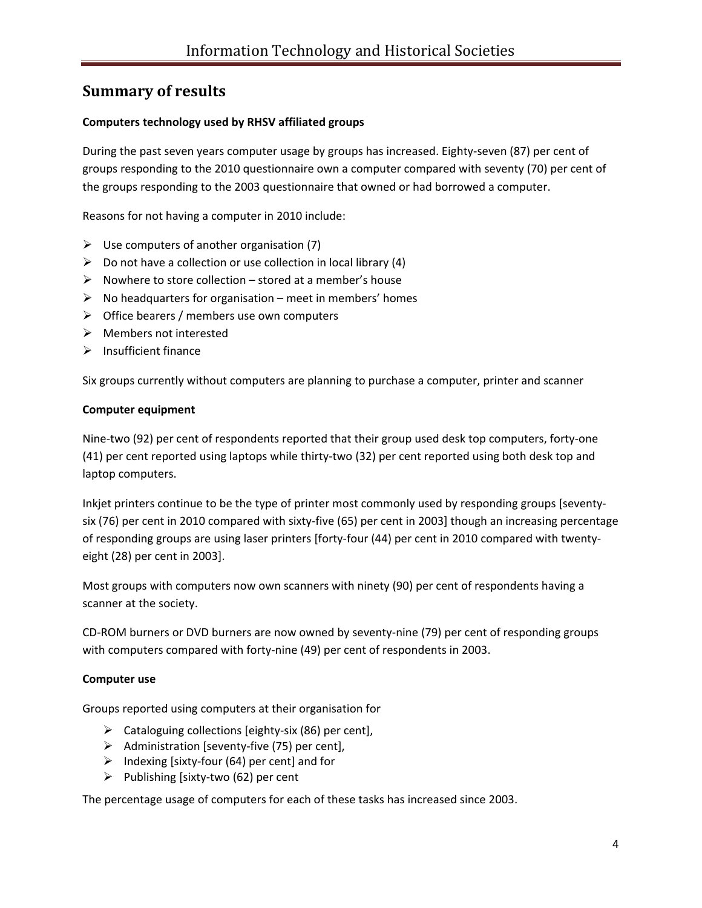## Summary of results

**Computers technology used by RHSV affiliated groups**

During the past seven years computer usage by groups has increased. Eighty-seven (87) per cent of groups responding to the 2010 questionnaire own a computer compared with seventy (70) per cent of the groups responding to the 2003 questionnaire that owned or had borrowed a computer.

Reasons for not having a computer in 2010 include:

- Use computers of another organisation (7)
- Do not have a collection or use collection in local library (4)
- Nowhere to store collection – stored at a member's house
- No headquarters for organisation – meet in members' homes
- Office bearers / members use own computers
- Members not interested
- Insufficient finance

Six groups currently without computers are planning to purchase a computer, printer and scanner

**Computer equipment**

Nine-two (92) per cent of respondents reported that their group used desk top computers, forty-one (41) per cent reported using laptops while thirty-two (32) per cent reported using both desk top and laptop computers.

Inkjet printers continue to be the type of printer most commonly used by responding groups [seventy-six (76) per cent in 2010 compared with sixty-five (65) per cent in 2003] though an increasing percentage of responding groups are using laser printers [forty-four (44) per cent in 2010 compared with twenty-eight (28) per cent in 2003].

Most groups with computers now own scanners with ninety (90) per cent of respondents having a scanner at the society.

CD-ROM burners or DVD burners are now owned by seventy-nine (79) per cent of responding groups with computers compared with forty-nine (49) per cent of respondents in 2003.

**Computer use**

Groups reported using computers at their organisation for

- Cataloguing collections [eighty-six (86) per cent],
- Administration [seventy-five (75) per cent],
- Indexing [sixty-four (64) per cent] and for
- Publishing [sixty-two (62) per cent

The percentage usage of computers for each of these tasks has increased since 2003.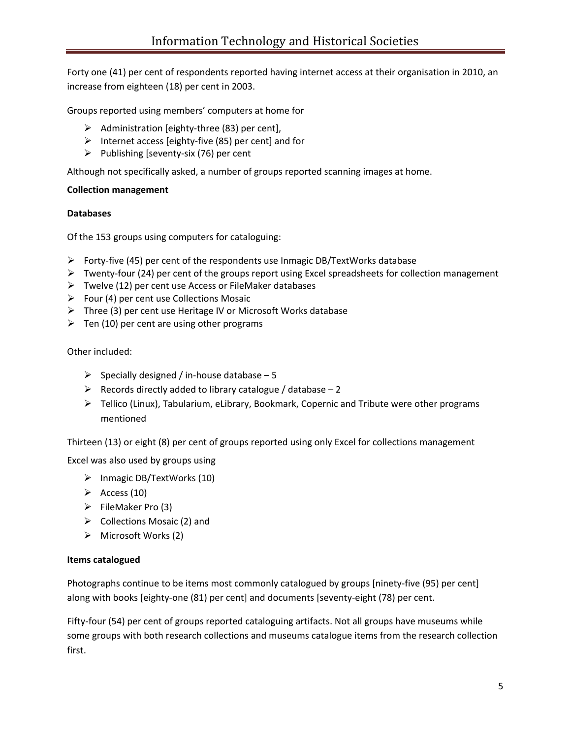Forty one (41) per cent of respondents reported having internet access at their organisation in 2010, an increase from eighteen (18) per cent in 2003.

Groups reported using members' computers at home for

- Administration [eighty-three (83) per cent],
- Internet access [eighty-five (85) per cent] and for
- Publishing [seventy-six (76) per cent

Although not specifically asked, a number of groups reported scanning images at home.

**Collection management**

**Databases**

Of the 153 groups using computers for cataloguing:

- Forty-five (45) per cent of the respondents use Inmagic DB/TextWorks database
- Twenty-four (24) per cent of the groups report using Excel spreadsheets for collection management
- Twelve (12) per cent use Access or FileMaker databases
- Four (4) per cent use Collections Mosaic
- Three (3) per cent use Heritage IV or Microsoft Works database
- Ten (10) per cent are using other programs

Other included:

- Specially designed / in-house database – 5
- Records directly added to library catalogue / database – 2
- Tellico (Linux), Tabularium, eLibrary, Bookmark, Copernic and Tribute were other programs mentioned

Thirteen (13) or eight (8) per cent of groups reported using only Excel for collections management

Excel was also used by groups using

- Inmagic DB/TextWorks (10)
- Access (10)
- FileMaker Pro (3)
- Collections Mosaic (2) and
- Microsoft Works (2)

**Items catalogued**

Photographs continue to be items most commonly catalogued by groups [ninety-five (95) per cent] along with books [eighty-one (81) per cent] and documents [seventy-eight (78) per cent.

Fifty-four (54) per cent of groups reported cataloguing artifacts. Not all groups have museums while some groups with both research collections and museums catalogue items from the research collection first.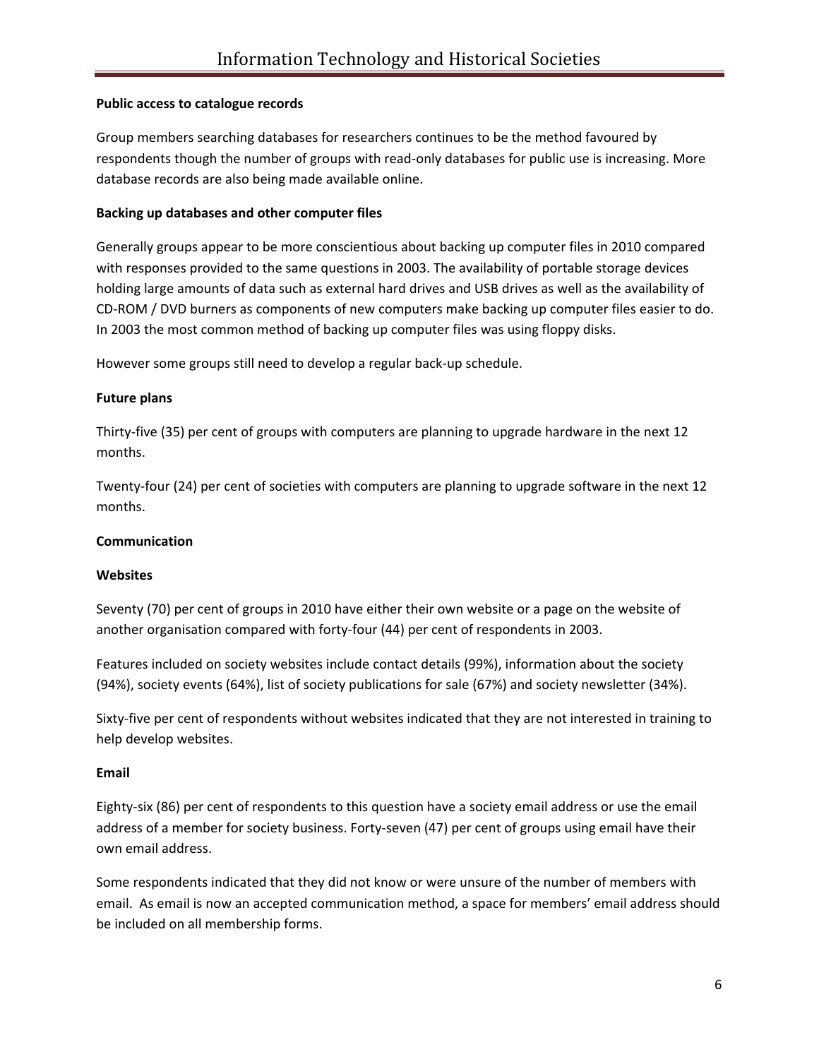**Public access to catalogue records**

Group members searching databases for researchers continues to be the method favoured by respondents though the number of groups with read-only databases for public use is increasing. More database records are also being made available online.

**Backing up databases and other computer files**

Generally groups appear to be more conscientious about backing up computer files in 2010 compared with responses provided to the same questions in 2003. The availability of portable storage devices holding large amounts of data such as external hard drives and USB drives as well as the availability of CD-ROM / DVD burners as components of new computers make backing up computer files easier to do. In 2003 the most common method of backing up computer files was using floppy disks.

However some groups still need to develop a regular back-up schedule.

**Future plans**

Thirty-five (35) per cent of groups with computers are planning to upgrade hardware in the next 12 months.

Twenty-four (24) per cent of societies with computers are planning to upgrade software in the next 12 months.

**Communication**

**Websites**

Seventy (70) per cent of groups in 2010 have either their own website or a page on the website of another organisation compared with forty-four (44) per cent of respondents in 2003.

Features included on society websites include contact details (99%), information about the society (94%), society events (64%), list of society publications for sale (67%) and society newsletter (34%).

Sixty-five per cent of respondents without websites indicated that they are not interested in training to help develop websites.

**Email**

Eighty-six (86) per cent of respondents to this question have a society email address or use the email address of a member for society business. Forty-seven (47) per cent of groups using email have their own email address.

Some respondents indicated that they did not know or were unsure of the number of members with email. As email is now an accepted communication method, a space for members' email address should be included on all membership forms.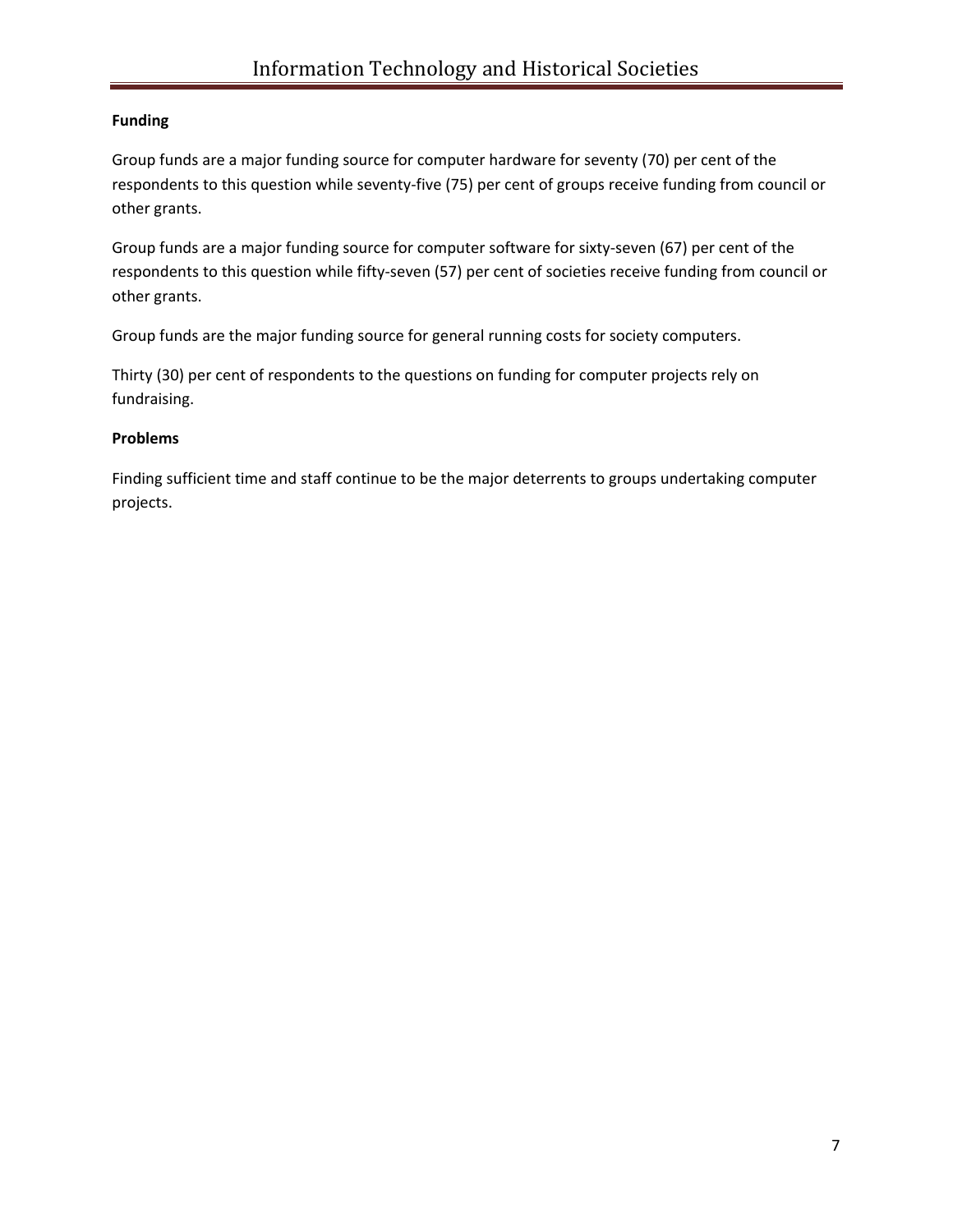**Funding**

Group funds are a major funding source for computer hardware for seventy (70) per cent of the respondents to this question while seventy-five (75) per cent of groups receive funding from council or other grants.

Group funds are a major funding source for computer software for sixty-seven (67) per cent of the respondents to this question while fifty-seven (57) per cent of societies receive funding from council or other grants.

Group funds are the major funding source for general running costs for society computers.

Thirty (30) per cent of respondents to the questions on funding for computer projects rely on fundraising.

**Problems**

Finding sufficient time and staff continue to be the major deterrents to groups undertaking computer projects.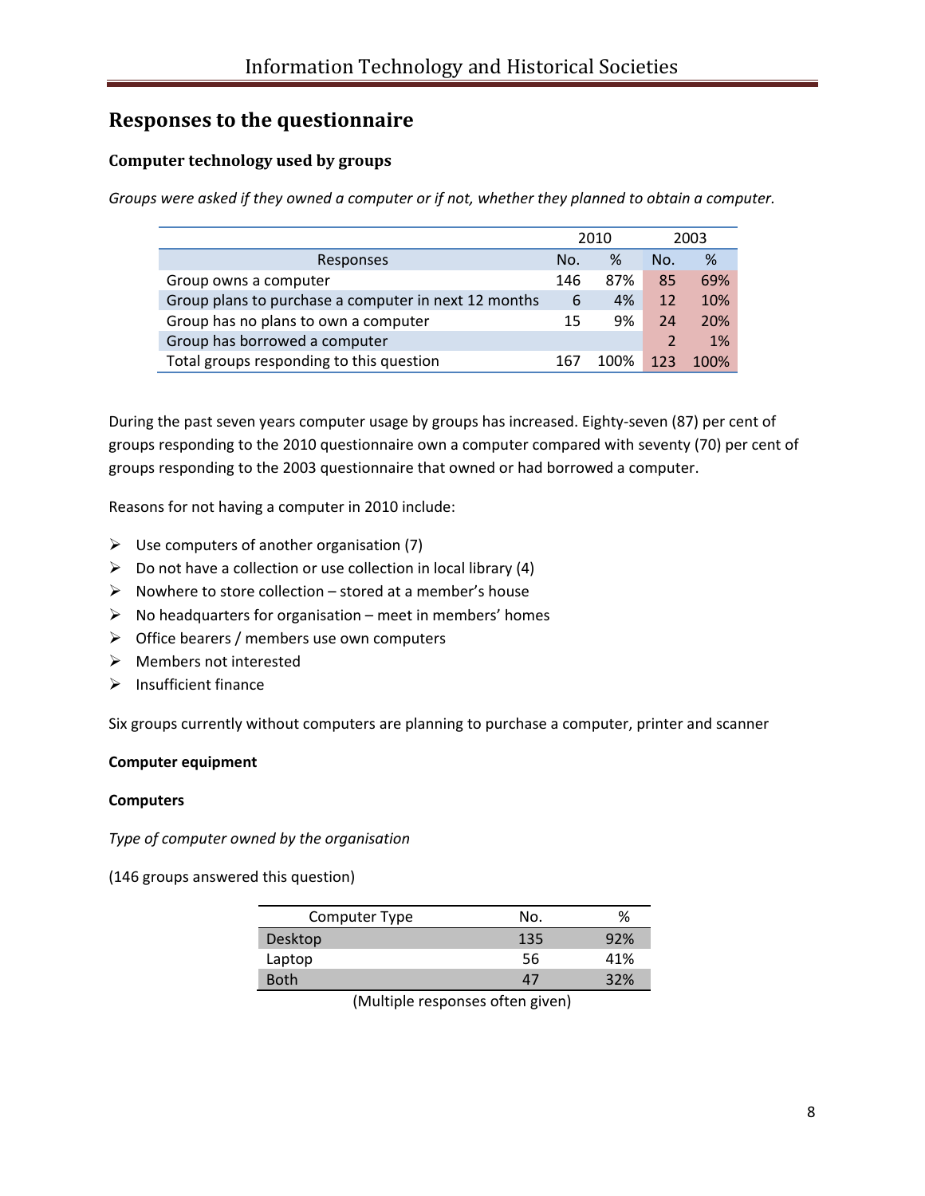## Responses to the questionnaire

### Computer technology used by groups

*Groups were asked if they owned a computer or if not, whether they planned to obtain a computer.*

| | 2010 | | 2003 | |
|---|---|---|---|---|
| Responses | No. | % | No. | % |
| Group owns a computer | 146 | 87% | 85 | 69% |
| Group plans to purchase a computer in next 12 months | 6 | 4% | 12 | 10% |
| Group has no plans to own a computer | 15 | 9% | 24 | 20% |
| Group has borrowed a computer | | | 2 | 1% |
| Total groups responding to this question | 167 | 100% | 123 | 100% |

During the past seven years computer usage by groups has increased. Eighty-seven (87) per cent of groups responding to the 2010 questionnaire own a computer compared with seventy (70) per cent of groups responding to the 2003 questionnaire that owned or had borrowed a computer.

Reasons for not having a computer in 2010 include:

- Use computers of another organisation (7)
- Do not have a collection or use collection in local library (4)
- Nowhere to store collection – stored at a member's house
- No headquarters for organisation – meet in members' homes
- Office bearers / members use own computers
- Members not interested
- Insufficient finance

Six groups currently without computers are planning to purchase a computer, printer and scanner

**Computer equipment**

**Computers**

*Type of computer owned by the organisation*

(146 groups answered this question)

| Computer Type | No. | % |
|---|---|---|
| Desktop | 135 | 92% |
| Laptop | 56 | 41% |
| Both | 47 | 32% |

(Multiple responses often given)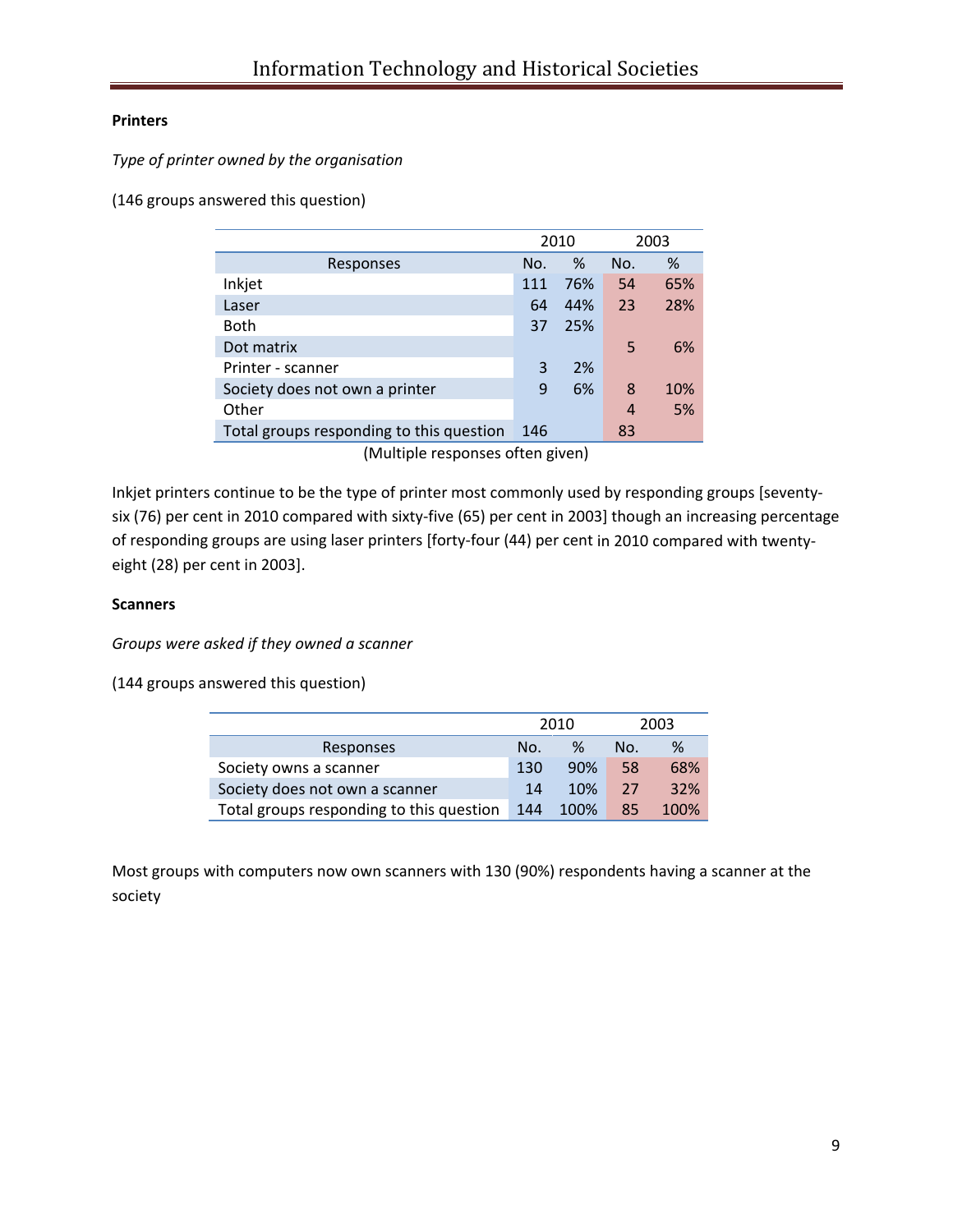**Printers**

*Type of printer owned by the organisation*

(146 groups answered this question)

| | 2010 | | 2003 | |
|---|---|---|---|---|
| Responses | No. | % | No. | % |
| Inkjet | 111 | 76% | 54 | 65% |
| Laser | 64 | 44% | 23 | 28% |
| Both | 37 | 25% | | |
| Dot matrix | | | 5 | 6% |
| Printer - scanner | 3 | 2% | | |
| Society does not own a printer | 9 | 6% | 8 | 10% |
| Other | | | 4 | 5% |
| Total groups responding to this question | 146 | | 83 | |

(Multiple responses often given)

Inkjet printers continue to be the type of printer most commonly used by responding groups [seventy-six (76) per cent in 2010 compared with sixty-five (65) per cent in 2003] though an increasing percentage of responding groups are using laser printers [forty-four (44) per cent in 2010 compared with twenty-eight (28) per cent in 2003].

**Scanners**

*Groups were asked if they owned a scanner*

(144 groups answered this question)

| | 2010 | | 2003 | |
|---|---|---|---|---|
| Responses | No. | % | No. | % |
| Society owns a scanner | 130 | 90% | 58 | 68% |
| Society does not own a scanner | 14 | 10% | 27 | 32% |
| Total groups responding to this question | 144 | 100% | 85 | 100% |

Most groups with computers now own scanners with 130 (90%) respondents having a scanner at the society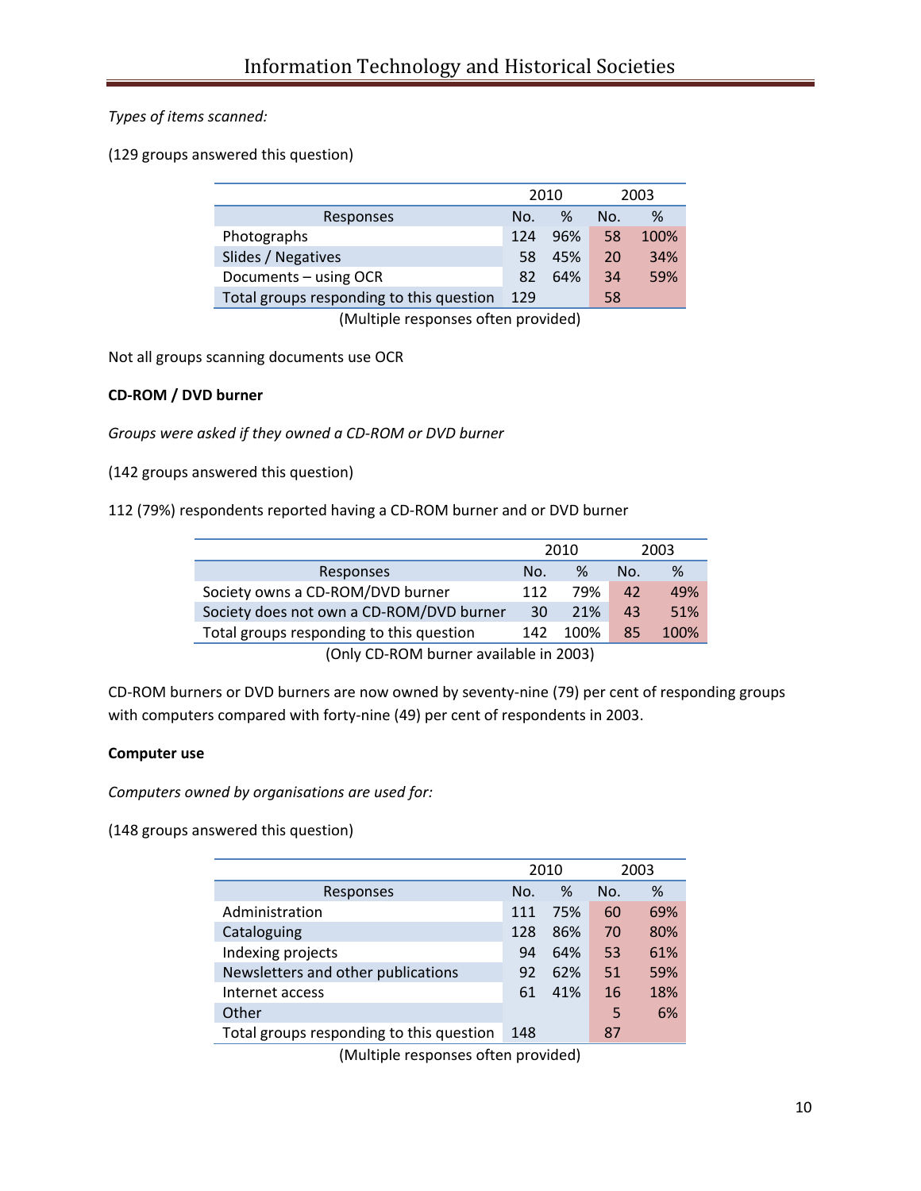*Types of items scanned:*

(129 groups answered this question)

| | 2010 | | 2003 | |
|---|---|---|---|---|
| Responses | No. | % | No. | % |
| Photographs | 124 | 96% | 58 | 100% |
| Slides / Negatives | 58 | 45% | 20 | 34% |
| Documents – using OCR | 82 | 64% | 34 | 59% |
| Total groups responding to this question | 129 | | 58 | |

(Multiple responses often provided)

Not all groups scanning documents use OCR

**CD-ROM / DVD burner**

*Groups were asked if they owned a CD-ROM or DVD burner*

(142 groups answered this question)

112 (79%) respondents reported having a CD-ROM burner and or DVD burner

| | 2010 | | 2003 | |
|---|---|---|---|---|
| Responses | No. | % | No. | % |
| Society owns a CD-ROM/DVD burner | 112 | 79% | 42 | 49% |
| Society does not own a CD-ROM/DVD burner | 30 | 21% | 43 | 51% |
| Total groups responding to this question | 142 | 100% | 85 | 100% |

(Only CD-ROM burner available in 2003)

CD-ROM burners or DVD burners are now owned by seventy-nine (79) per cent of responding groups with computers compared with forty-nine (49) per cent of respondents in 2003.

**Computer use**

*Computers owned by organisations are used for:*

(148 groups answered this question)

| | 2010 | | 2003 | |
|---|---|---|---|---|
| Responses | No. | % | No. | % |
| Administration | 111 | 75% | 60 | 69% |
| Cataloguing | 128 | 86% | 70 | 80% |
| Indexing projects | 94 | 64% | 53 | 61% |
| Newsletters and other publications | 92 | 62% | 51 | 59% |
| Internet access | 61 | 41% | 16 | 18% |
| Other | | | 5 | 6% |
| Total groups responding to this question | 148 | | 87 | |

(Multiple responses often provided)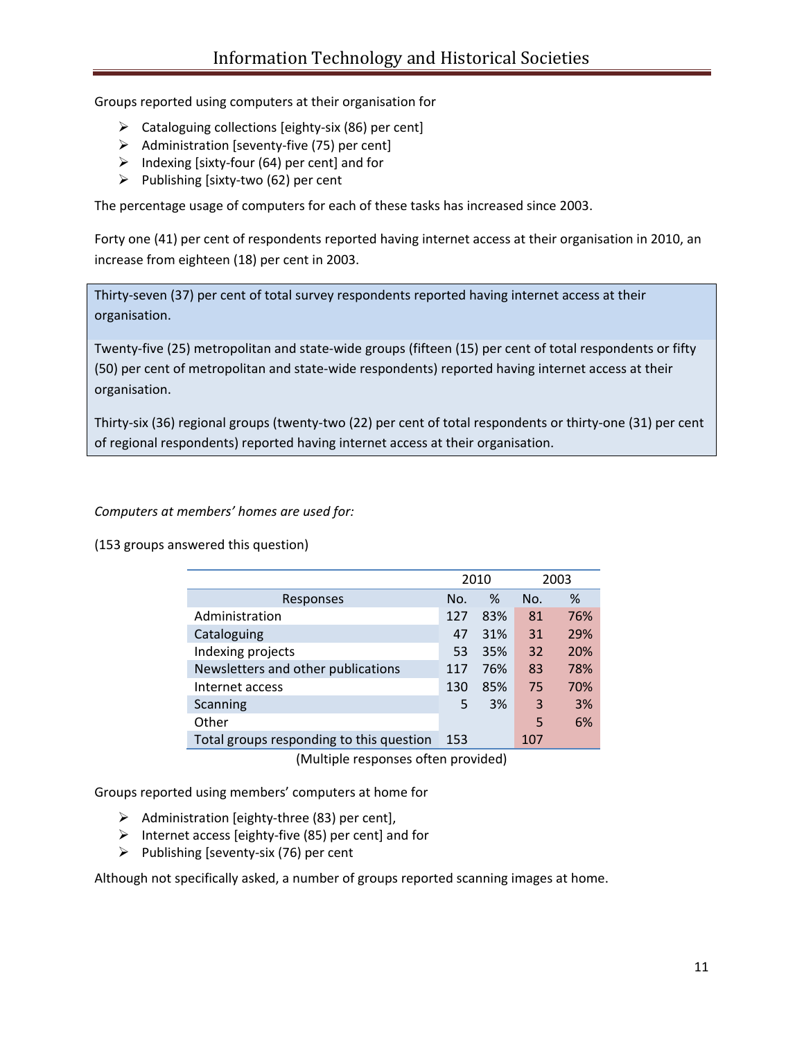Groups reported using computers at their organisation for

- Cataloguing collections [eighty-six (86) per cent]
- Administration [seventy-five (75) per cent]
- Indexing [sixty-four (64) per cent] and for
- Publishing [sixty-two (62) per cent

The percentage usage of computers for each of these tasks has increased since 2003.

Forty one (41) per cent of respondents reported having internet access at their organisation in 2010, an increase from eighteen (18) per cent in 2003.

> Thirty-seven (37) per cent of total survey respondents reported having internet access at their organisation.
>
> Twenty-five (25) metropolitan and state-wide groups (fifteen (15) per cent of total respondents or fifty (50) per cent of metropolitan and state-wide respondents) reported having internet access at their organisation.
>
> Thirty-six (36) regional groups (twenty-two (22) per cent of total respondents or thirty-one (31) per cent of regional respondents) reported having internet access at their organisation.

*Computers at members' homes are used for:*

(153 groups answered this question)

| | 2010 | | 2003 | |
|---|---|---|---|---|
| Responses | No. | % | No. | % |
| Administration | 127 | 83% | 81 | 76% |
| Cataloguing | 47 | 31% | 31 | 29% |
| Indexing projects | 53 | 35% | 32 | 20% |
| Newsletters and other publications | 117 | 76% | 83 | 78% |
| Internet access | 130 | 85% | 75 | 70% |
| Scanning | 5 | 3% | 3 | 3% |
| Other | | | 5 | 6% |
| Total groups responding to this question | 153 | | 107 | |

(Multiple responses often provided)

Groups reported using members' computers at home for

- Administration [eighty-three (83) per cent],
- Internet access [eighty-five (85) per cent] and for
- Publishing [seventy-six (76) per cent

Although not specifically asked, a number of groups reported scanning images at home.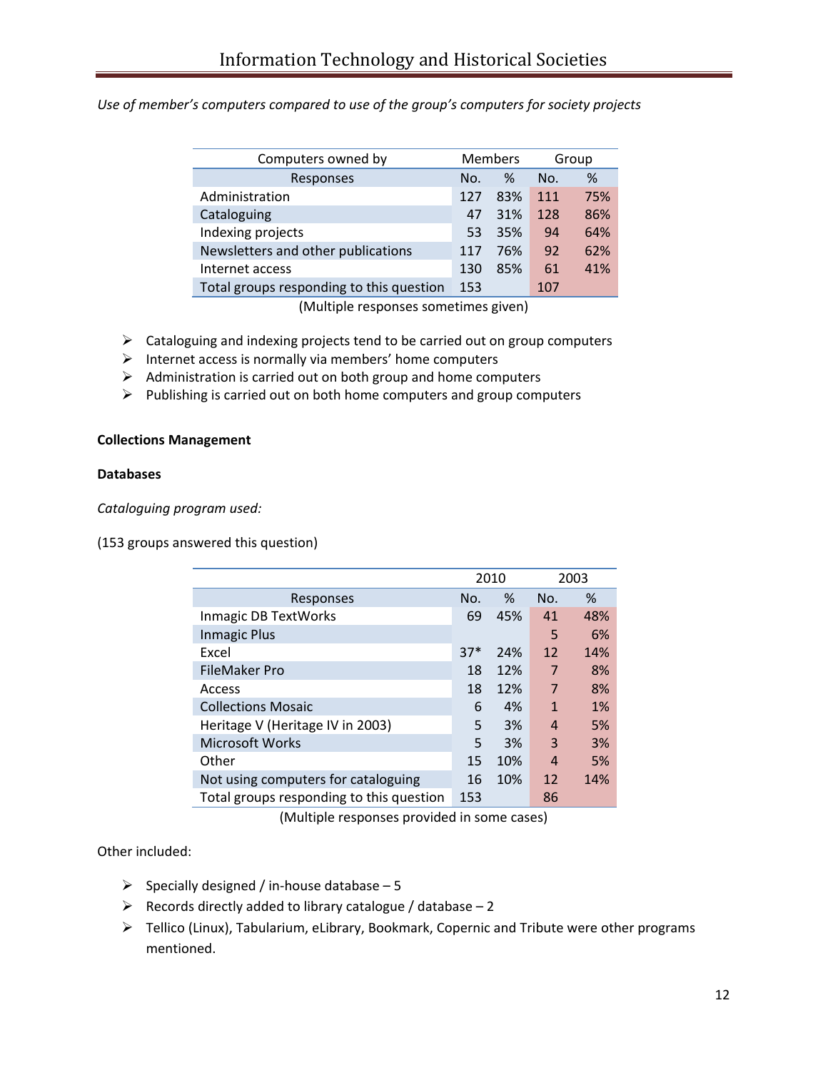*Use of member's computers compared to use of the group's computers for society projects*

| Computers owned by | Members | | Group | |
|---|---|---|---|---|
| Responses | No. | % | No. | % |
| Administration | 127 | 83% | 111 | 75% |
| Cataloguing | 47 | 31% | 128 | 86% |
| Indexing projects | 53 | 35% | 94 | 64% |
| Newsletters and other publications | 117 | 76% | 92 | 62% |
| Internet access | 130 | 85% | 61 | 41% |
| Total groups responding to this question | 153 | | 107 | |

(Multiple responses sometimes given)

- Cataloguing and indexing projects tend to be carried out on group computers
- Internet access is normally via members' home computers
- Administration is carried out on both group and home computers
- Publishing is carried out on both home computers and group computers

**Collections Management**

**Databases**

*Cataloguing program used:*

(153 groups answered this question)

| | 2010 | | 2003 | |
|---|---|---|---|---|
| Responses | No. | % | No. | % |
| Inmagic DB TextWorks | 69 | 45% | 41 | 48% |
| Inmagic Plus | | | 5 | 6% |
| Excel | 37* | 24% | 12 | 14% |
| FileMaker Pro | 18 | 12% | 7 | 8% |
| Access | 18 | 12% | 7 | 8% |
| Collections Mosaic | 6 | 4% | 1 | 1% |
| Heritage V (Heritage IV in 2003) | 5 | 3% | 4 | 5% |
| Microsoft Works | 5 | 3% | 3 | 3% |
| Other | 15 | 10% | 4 | 5% |
| Not using computers for cataloguing | 16 | 10% | 12 | 14% |
| Total groups responding to this question | 153 | | 86 | |

(Multiple responses provided in some cases)

Other included:

- Specially designed / in-house database – 5
- Records directly added to library catalogue / database – 2
- Tellico (Linux), Tabularium, eLibrary, Bookmark, Copernic and Tribute were other programs mentioned.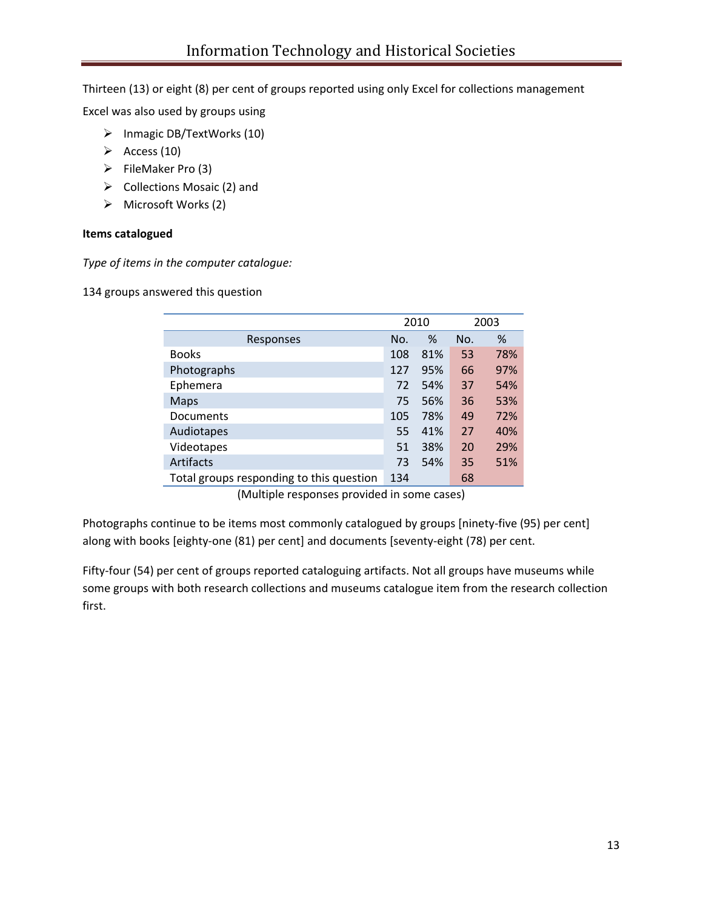Thirteen (13) or eight (8) per cent of groups reported using only Excel for collections management

Excel was also used by groups using

- Inmagic DB/TextWorks (10)
- Access (10)
- FileMaker Pro (3)
- Collections Mosaic (2) and
- Microsoft Works (2)

**Items catalogued**

*Type of items in the computer catalogue:*

134 groups answered this question

| | 2010 | | 2003 | |
|---|---|---|---|---|
| Responses | No. | % | No. | % |
| Books | 108 | 81% | 53 | 78% |
| Photographs | 127 | 95% | 66 | 97% |
| Ephemera | 72 | 54% | 37 | 54% |
| Maps | 75 | 56% | 36 | 53% |
| Documents | 105 | 78% | 49 | 72% |
| Audiotapes | 55 | 41% | 27 | 40% |
| Videotapes | 51 | 38% | 20 | 29% |
| Artifacts | 73 | 54% | 35 | 51% |
| Total groups responding to this question | 134 | | 68 | |

(Multiple responses provided in some cases)

Photographs continue to be items most commonly catalogued by groups [ninety-five (95) per cent] along with books [eighty-one (81) per cent] and documents [seventy-eight (78) per cent.

Fifty-four (54) per cent of groups reported cataloguing artifacts. Not all groups have museums while some groups with both research collections and museums catalogue item from the research collection first.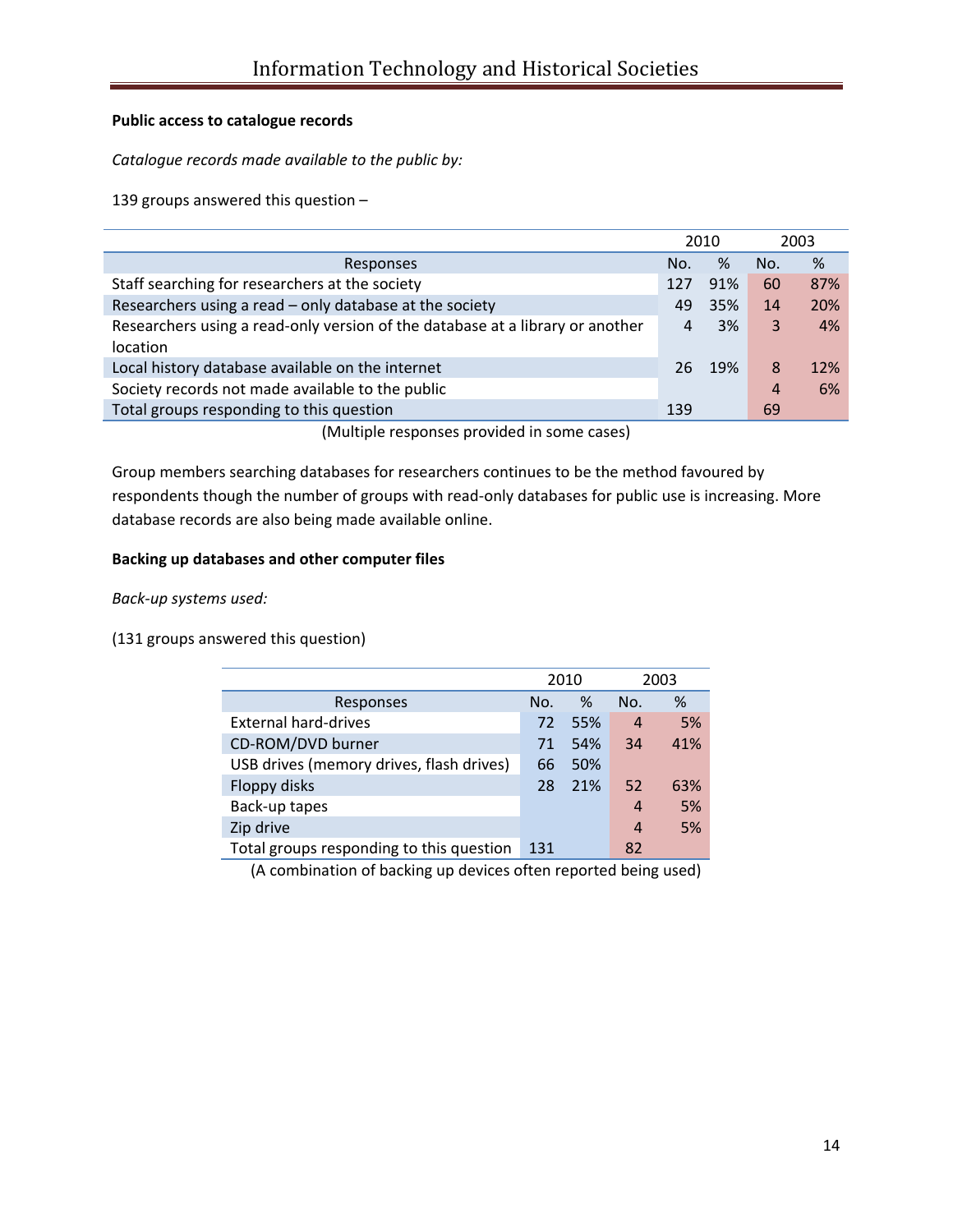**Public access to catalogue records**

*Catalogue records made available to the public by:*

139 groups answered this question –

| | 2010 | | 2003 | |
|---|---|---|---|---|
| Responses | No. | % | No. | % |
| Staff searching for researchers at the society | 127 | 91% | 60 | 87% |
| Researchers using a read – only database at the society | 49 | 35% | 14 | 20% |
| Researchers using a read-only version of the database at a library or another location | 4 | 3% | 3 | 4% |
| Local history database available on the internet | 26 | 19% | 8 | 12% |
| Society records not made available to the public | | | 4 | 6% |
| Total groups responding to this question | 139 | | 69 | |

(Multiple responses provided in some cases)

Group members searching databases for researchers continues to be the method favoured by respondents though the number of groups with read-only databases for public use is increasing. More database records are also being made available online.

**Backing up databases and other computer files**

*Back-up systems used:*

(131 groups answered this question)

| | 2010 | | 2003 | |
|---|---|---|---|---|
| Responses | No. | % | No. | % |
| External hard-drives | 72 | 55% | 4 | 5% |
| CD-ROM/DVD burner | 71 | 54% | 34 | 41% |
| USB drives (memory drives, flash drives) | 66 | 50% | | |
| Floppy disks | 28 | 21% | 52 | 63% |
| Back-up tapes | | | 4 | 5% |
| Zip drive | | | 4 | 5% |
| Total groups responding to this question | 131 | | 82 | |

(A combination of backing up devices often reported being used)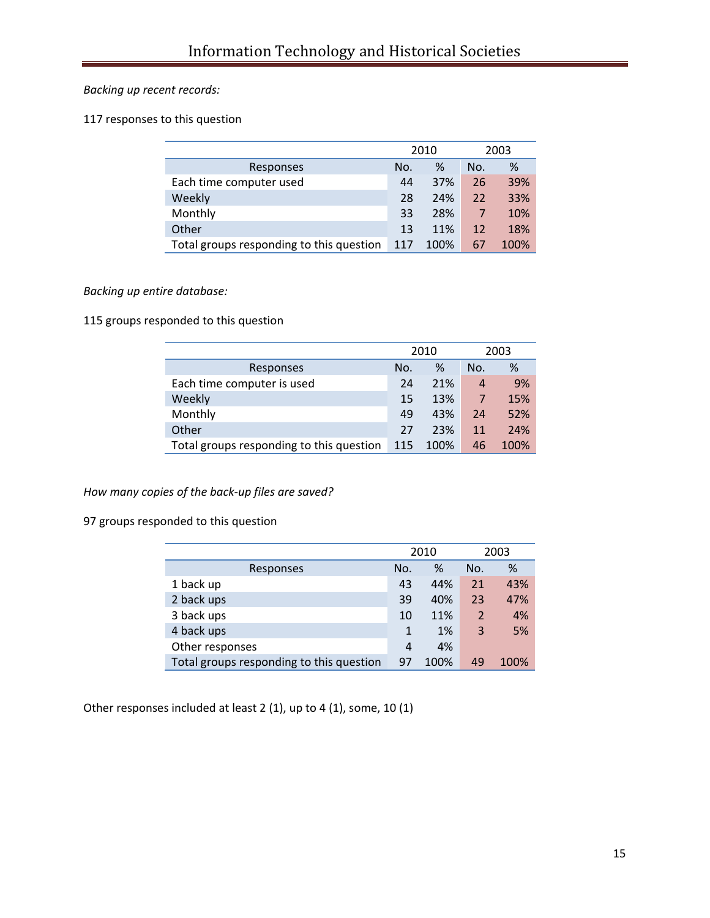*Backing up recent records:*

117 responses to this question

| | 2010 | | 2003 | |
|---|---|---|---|---|
| Responses | No. | % | No. | % |
| Each time computer used | 44 | 37% | 26 | 39% |
| Weekly | 28 | 24% | 22 | 33% |
| Monthly | 33 | 28% | 7 | 10% |
| Other | 13 | 11% | 12 | 18% |
| Total groups responding to this question | 117 | 100% | 67 | 100% |

*Backing up entire database:*

115 groups responded to this question

| | 2010 | | 2003 | |
|---|---|---|---|---|
| Responses | No. | % | No. | % |
| Each time computer is used | 24 | 21% | 4 | 9% |
| Weekly | 15 | 13% | 7 | 15% |
| Monthly | 49 | 43% | 24 | 52% |
| Other | 27 | 23% | 11 | 24% |
| Total groups responding to this question | 115 | 100% | 46 | 100% |

*How many copies of the back-up files are saved?*

97 groups responded to this question

| | 2010 | | 2003 | |
|---|---|---|---|---|
| Responses | No. | % | No. | % |
| 1 back up | 43 | 44% | 21 | 43% |
| 2 back ups | 39 | 40% | 23 | 47% |
| 3 back ups | 10 | 11% | 2 | 4% |
| 4 back ups | 1 | 1% | 3 | 5% |
| Other responses | 4 | 4% | | |
| Total groups responding to this question | 97 | 100% | 49 | 100% |

Other responses included at least 2 (1), up to 4 (1), some, 10 (1)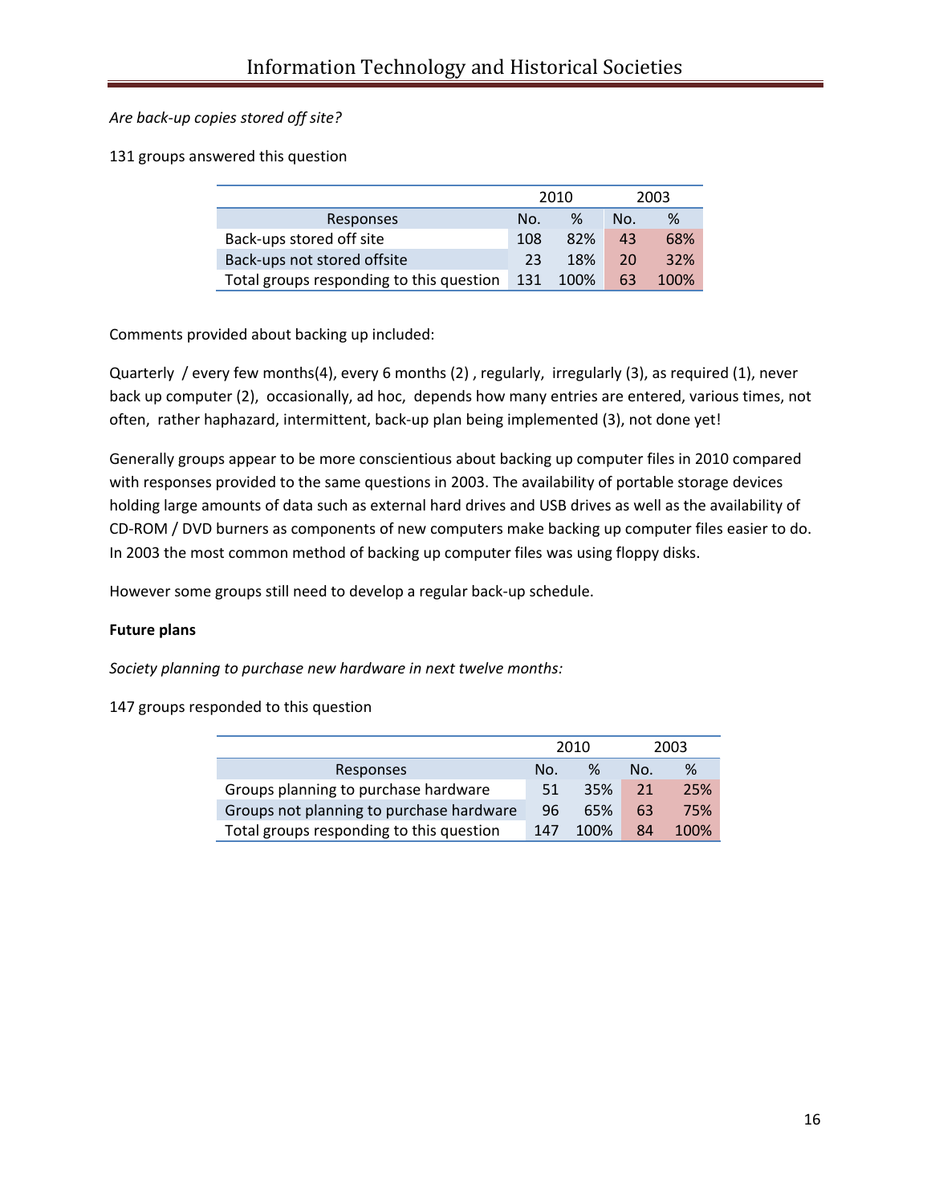*Are back-up copies stored off site?*

131 groups answered this question

| | 2010 | | 2003 | |
|---|---|---|---|---|
| Responses | No. | % | No. | % |
| Back-ups stored off site | 108 | 82% | 43 | 68% |
| Back-ups not stored offsite | 23 | 18% | 20 | 32% |
| Total groups responding to this question | 131 | 100% | 63 | 100% |

Comments provided about backing up included:

Quarterly / every few months(4), every 6 months (2) , regularly, irregularly (3), as required (1), never back up computer (2), occasionally, ad hoc, depends how many entries are entered, various times, not often, rather haphazard, intermittent, back-up plan being implemented (3), not done yet!

Generally groups appear to be more conscientious about backing up computer files in 2010 compared with responses provided to the same questions in 2003. The availability of portable storage devices holding large amounts of data such as external hard drives and USB drives as well as the availability of CD-ROM / DVD burners as components of new computers make backing up computer files easier to do. In 2003 the most common method of backing up computer files was using floppy disks.

However some groups still need to develop a regular back-up schedule.

**Future plans**

*Society planning to purchase new hardware in next twelve months:*

147 groups responded to this question

| | 2010 | | 2003 | |
|---|---|---|---|---|
| Responses | No. | % | No. | % |
| Groups planning to purchase hardware | 51 | 35% | 21 | 25% |
| Groups not planning to purchase hardware | 96 | 65% | 63 | 75% |
| Total groups responding to this question | 147 | 100% | 84 | 100% |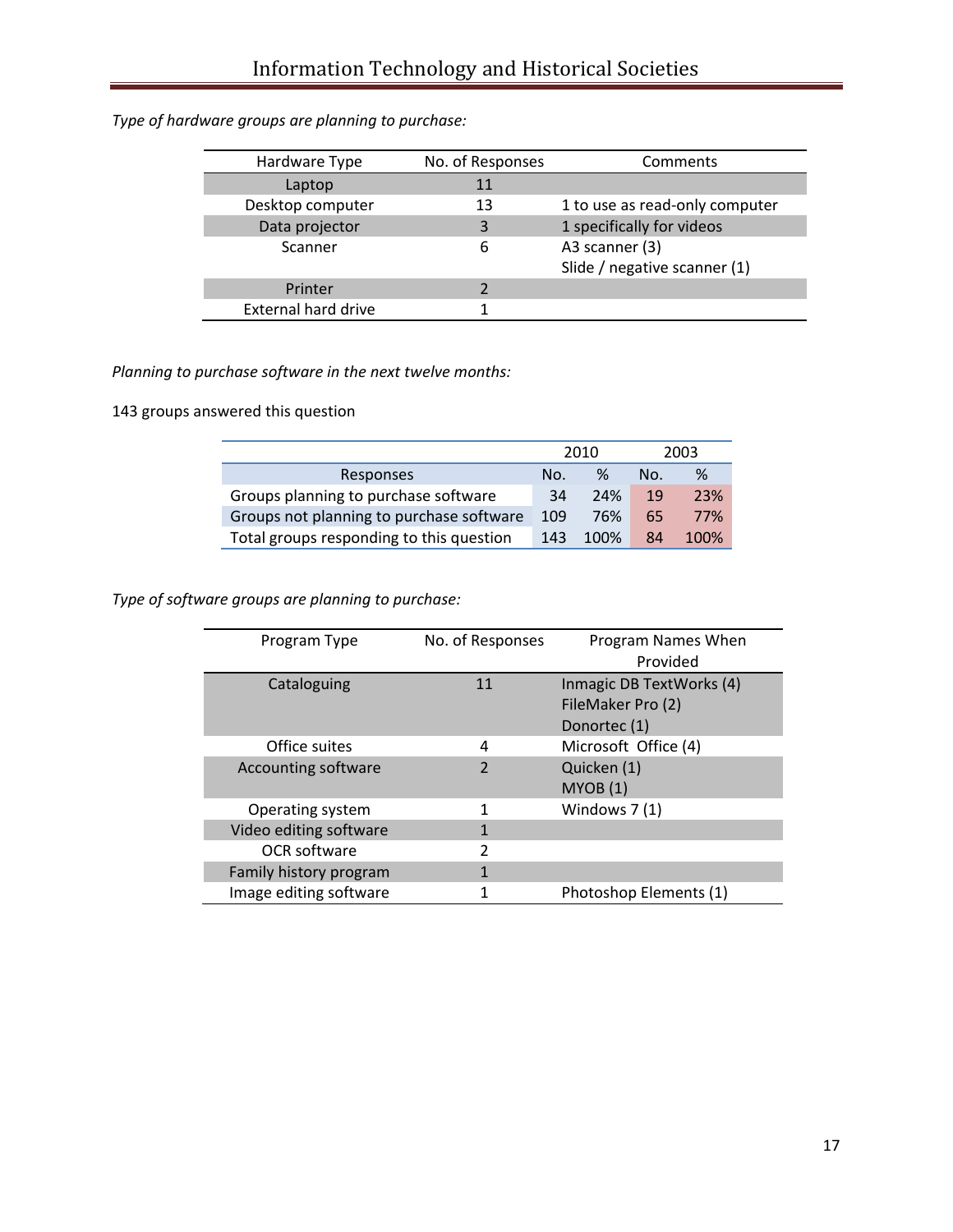*Type of hardware groups are planning to purchase:*

| Hardware Type | No. of Responses | Comments |
| --- | --- | --- |
| Laptop | 11 | |
| Desktop computer | 13 | 1 to use as read-only computer |
| Data projector | 3 | 1 specifically for videos |
| Scanner | 6 | A3 scanner (3)<br>Slide / negative scanner (1) |
| Printer | 2 | |
| External hard drive | 1 | |

*Planning to purchase software in the next twelve months:*

143 groups answered this question

| | 2010 | | 2003 | |
| --- | --- | --- | --- | --- |
| Responses | No. | % | No. | % |
| Groups planning to purchase software | 34 | 24% | 19 | 23% |
| Groups not planning to purchase software | 109 | 76% | 65 | 77% |
| Total groups responding to this question | 143 | 100% | 84 | 100% |

*Type of software groups are planning to purchase:*

| Program Type | No. of Responses | Program Names When Provided |
| --- | --- | --- |
| Cataloguing | 11 | Inmagic DB TextWorks (4)<br>FileMaker Pro (2)<br>Donortec (1) |
| Office suites | 4 | Microsoft Office (4) |
| Accounting software | 2 | Quicken (1)<br>MYOB (1) |
| Operating system | 1 | Windows 7 (1) |
| Video editing software | 1 | |
| OCR software | 2 | |
| Family history program | 1 | |
| Image editing software | 1 | Photoshop Elements (1) |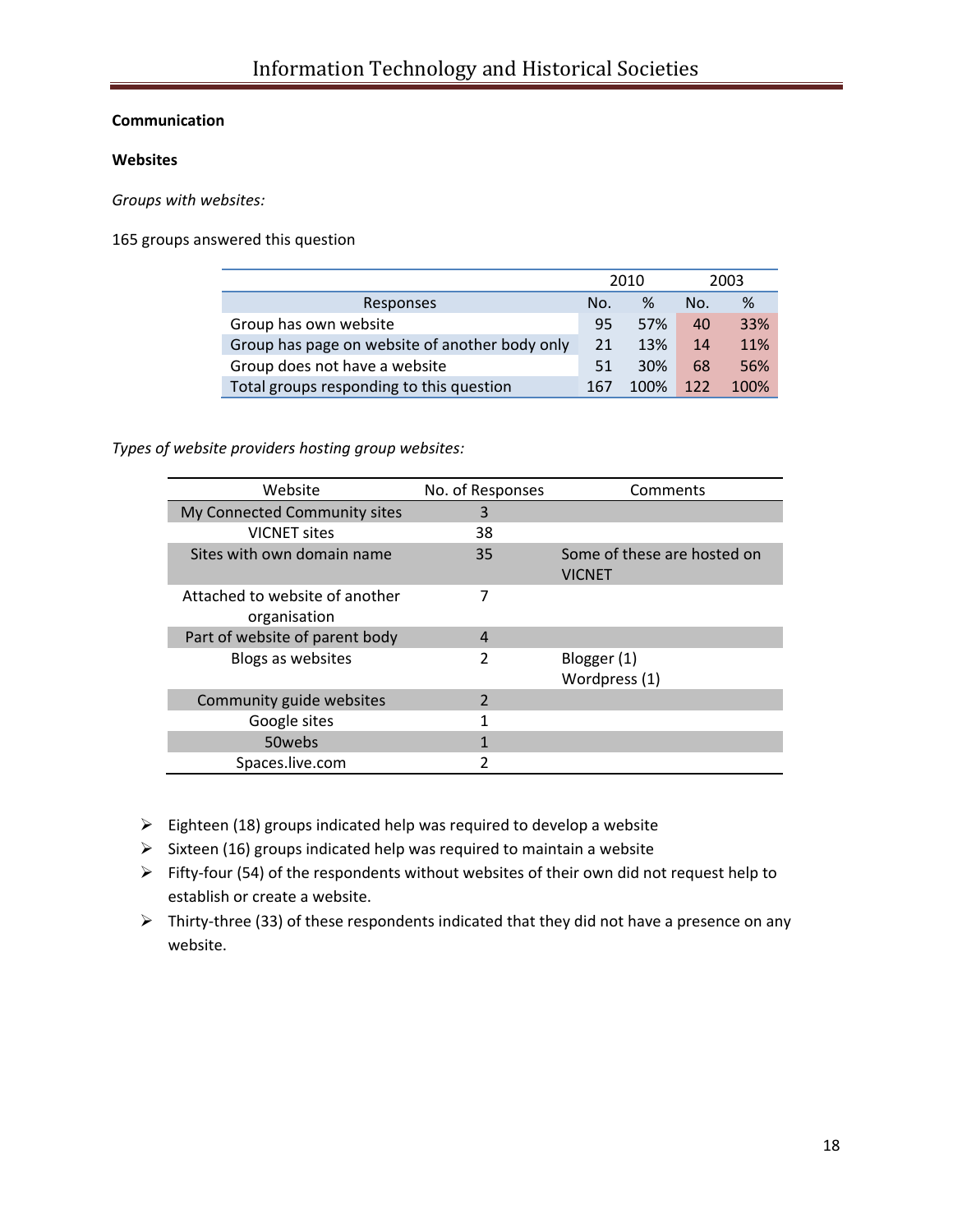**Communication**

**Websites**

*Groups with websites:*

165 groups answered this question

| | 2010 | | 2003 | |
|---|---|---|---|---|
| Responses | No. | % | No. | % |
| Group has own website | 95 | 57% | 40 | 33% |
| Group has page on website of another body only | 21 | 13% | 14 | 11% |
| Group does not have a website | 51 | 30% | 68 | 56% |
| Total groups responding to this question | 167 | 100% | 122 | 100% |

*Types of website providers hosting group websites:*

| Website | No. of Responses | Comments |
|---|---|---|
| My Connected Community sites | 3 | |
| VICNET sites | 38 | |
| Sites with own domain name | 35 | Some of these are hosted on VICNET |
| Attached to website of another organisation | 7 | |
| Part of website of parent body | 4 | |
| Blogs as websites | 2 | Blogger (1) Wordpress (1) |
| Community guide websites | 2 | |
| Google sites | 1 | |
| 50webs | 1 | |
| Spaces.live.com | 2 | |

- Eighteen (18) groups indicated help was required to develop a website
- Sixteen (16) groups indicated help was required to maintain a website
- Fifty-four (54) of the respondents without websites of their own did not request help to establish or create a website.
- Thirty-three (33) of these respondents indicated that they did not have a presence on any website.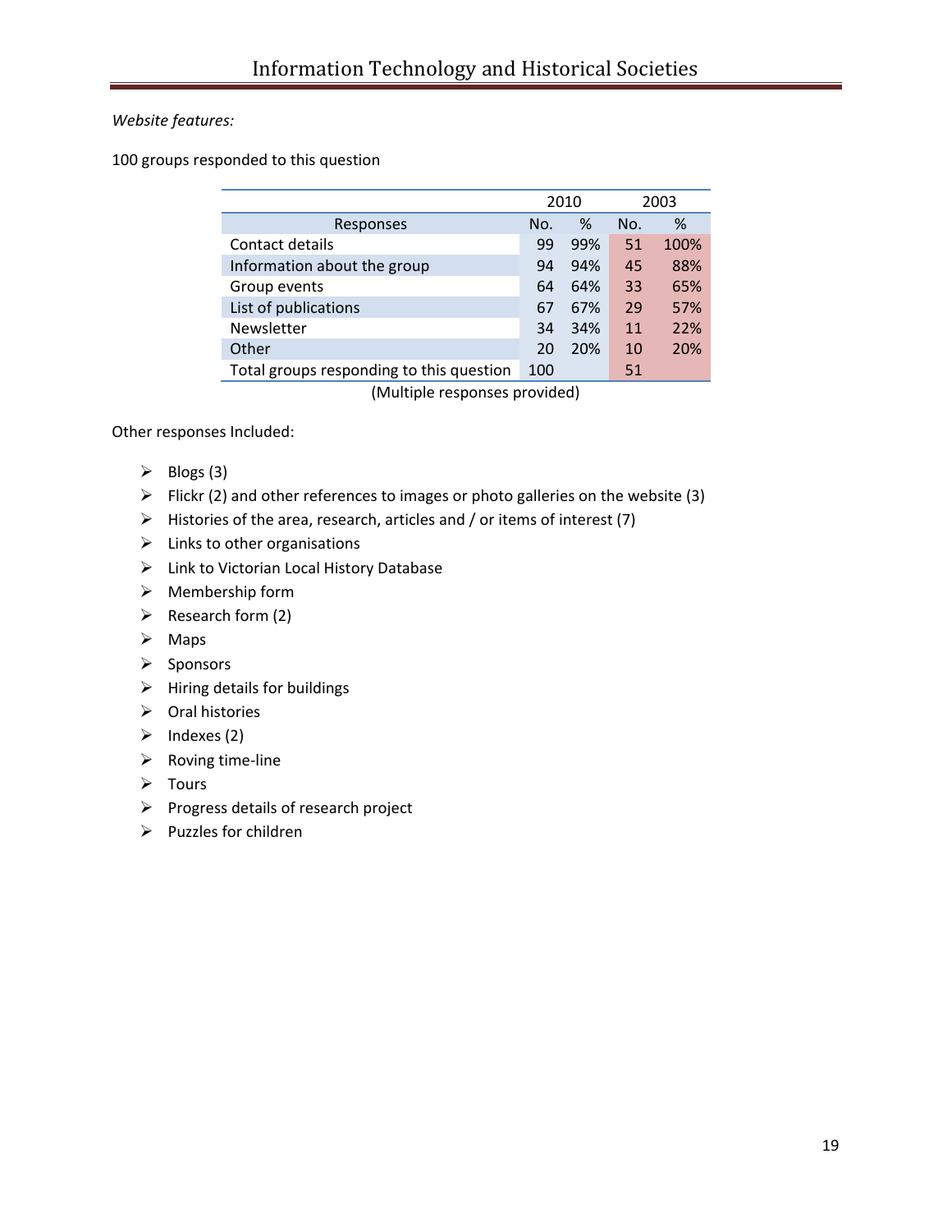*Website features:*

100 groups responded to this question

| | 2010 | | 2003 | |
|---|---|---|---|---|
| Responses | No. | % | No. | % |
| Contact details | 99 | 99% | 51 | 100% |
| Information about the group | 94 | 94% | 45 | 88% |
| Group events | 64 | 64% | 33 | 65% |
| List of publications | 67 | 67% | 29 | 57% |
| Newsletter | 34 | 34% | 11 | 22% |
| Other | 20 | 20% | 10 | 20% |
| Total groups responding to this question | 100 | | 51 | |

(Multiple responses provided)

Other responses Included:

- Blogs (3)
- Flickr (2) and other references to images or photo galleries on the website (3)
- Histories of the area, research, articles and / or items of interest (7)
- Links to other organisations
- Link to Victorian Local History Database
- Membership form
- Research form (2)
- Maps
- Sponsors
- Hiring details for buildings
- Oral histories
- Indexes (2)
- Roving time-line
- Tours
- Progress details of research project
- Puzzles for children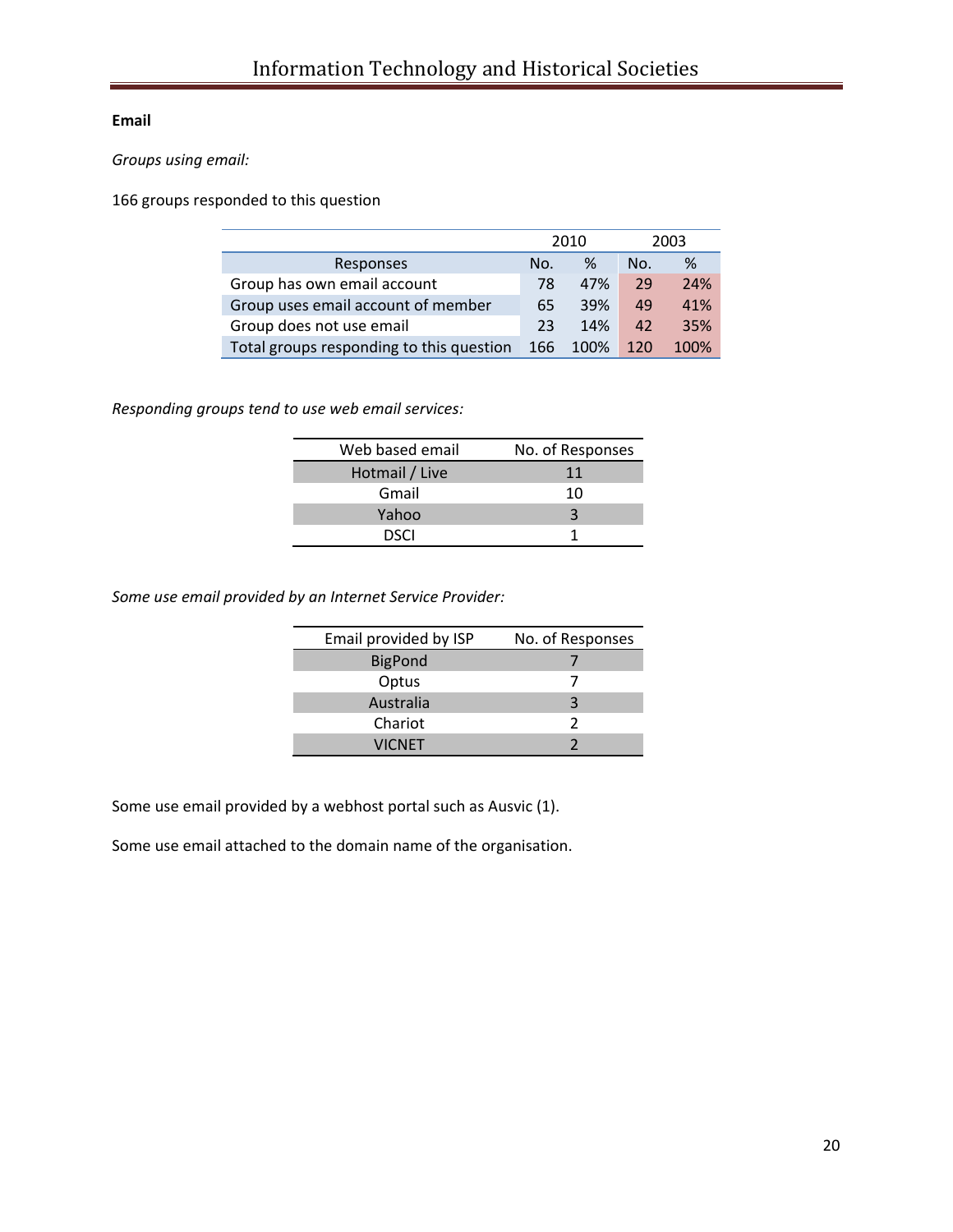**Email**

*Groups using email:*

166 groups responded to this question

| | 2010 | | 2003 | |
|---|---|---|---|---|
| Responses | No. | % | No. | % |
| Group has own email account | 78 | 47% | 29 | 24% |
| Group uses email account of member | 65 | 39% | 49 | 41% |
| Group does not use email | 23 | 14% | 42 | 35% |
| Total groups responding to this question | 166 | 100% | 120 | 100% |

*Responding groups tend to use web email services:*

| Web based email | No. of Responses |
|---|---|
| Hotmail / Live | 11 |
| Gmail | 10 |
| Yahoo | 3 |
| DSCI | 1 |

*Some use email provided by an Internet Service Provider:*

| Email provided by ISP | No. of Responses |
|---|---|
| BigPond | 7 |
| Optus | 7 |
| Australia | 3 |
| Chariot | 2 |
| VICNET | 2 |

Some use email provided by a webhost portal such as Ausvic (1).

Some use email attached to the domain name of the organisation.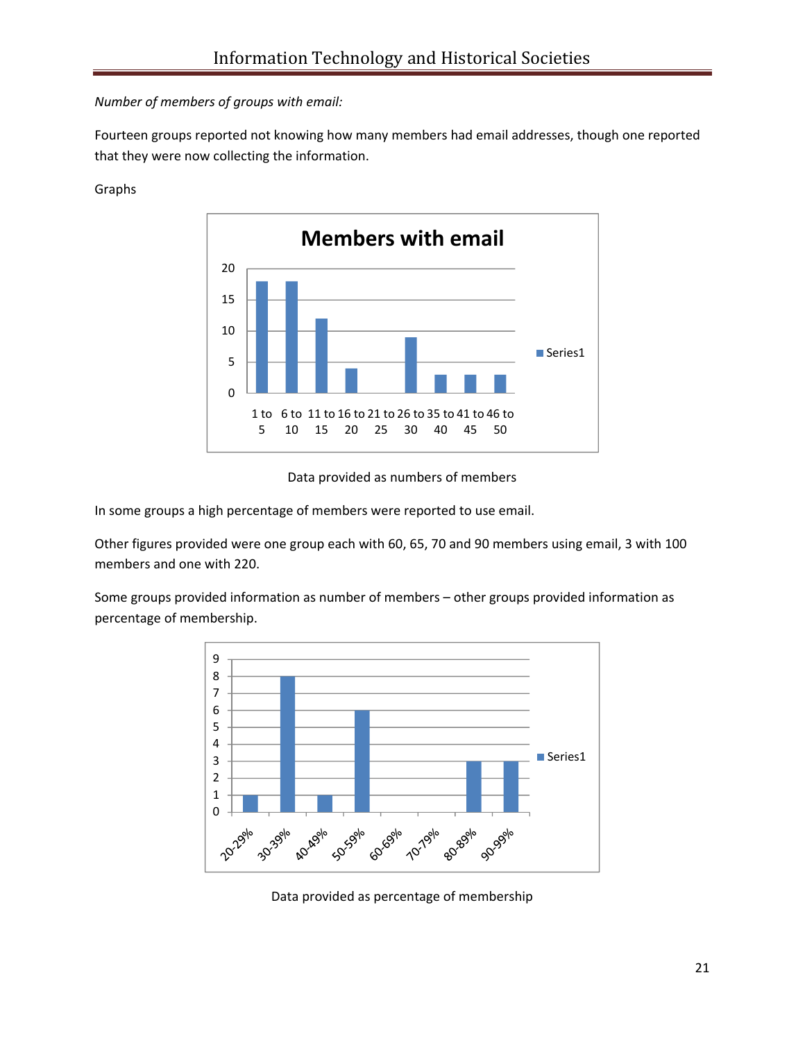*Number of members of groups with email:*

Fourteen groups reported not knowing how many members had email addresses, though one reported that they were now collecting the information.

Graphs

**Members with email**

| Members with email | Series1 |
|---|---|
| 1 to 5 | 18 |
| 6 to 10 | 18 |
| 11 to 15 | 12 |
| 16 to 20 | 4 |
| 21 to 25 | 0 |
| 26 to 30 | 9 |
| 35 to 40 | 3 |
| 41 to 45 | 3 |
| 46 to 50 | 3 |

Data provided as numbers of members

In some groups a high percentage of members were reported to use email.

Other figures provided were one group each with 60, 65, 70 and 90 members using email, 3 with 100 members and one with 220.

Some groups provided information as number of members – other groups provided information as percentage of membership.

| Percentage of membership | Series1 |
|---|---|
| 20-29% | 1 |
| 30-39% | 8 |
| 40-49% | 1 |
| 50-59% | 6 |
| 60-69% | 0 |
| 70-79% | 0 |
| 80-89% | 3 |
| 90-99% | 3 |

Data provided as percentage of membership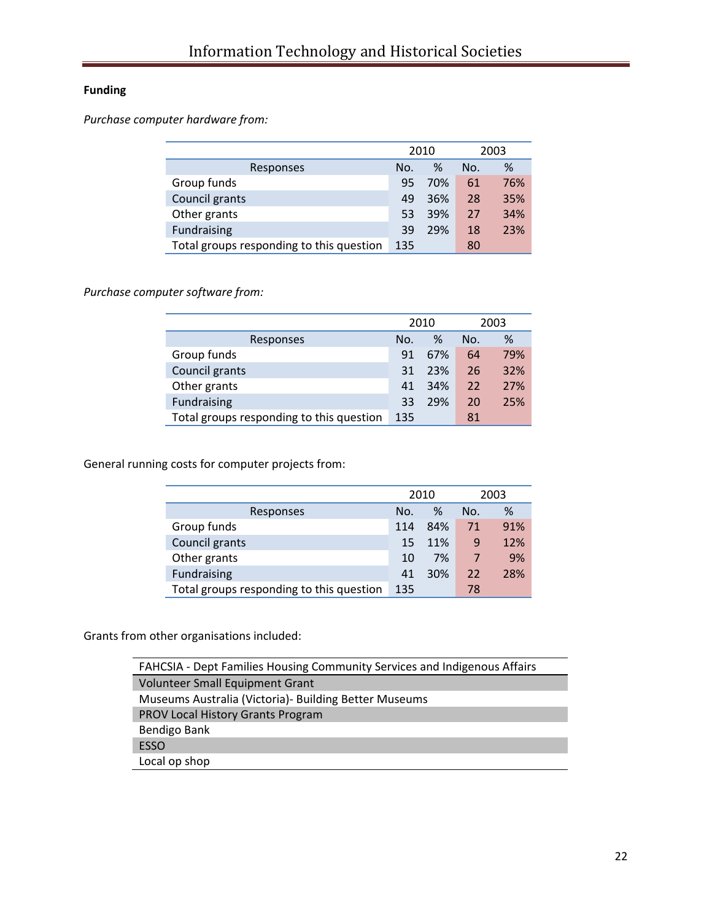**Funding**

*Purchase computer hardware from:*

| | 2010 | | 2003 | |
|---|---|---|---|---|
| Responses | No. | % | No. | % |
| Group funds | 95 | 70% | 61 | 76% |
| Council grants | 49 | 36% | 28 | 35% |
| Other grants | 53 | 39% | 27 | 34% |
| Fundraising | 39 | 29% | 18 | 23% |
| Total groups responding to this question | 135 | | 80 | |

*Purchase computer software from:*

| | 2010 | | 2003 | |
|---|---|---|---|---|
| Responses | No. | % | No. | % |
| Group funds | 91 | 67% | 64 | 79% |
| Council grants | 31 | 23% | 26 | 32% |
| Other grants | 41 | 34% | 22 | 27% |
| Fundraising | 33 | 29% | 20 | 25% |
| Total groups responding to this question | 135 | | 81 | |

General running costs for computer projects from:

| | 2010 | | 2003 | |
|---|---|---|---|---|
| Responses | No. | % | No. | % |
| Group funds | 114 | 84% | 71 | 91% |
| Council grants | 15 | 11% | 9 | 12% |
| Other grants | 10 | 7% | 7 | 9% |
| Fundraising | 41 | 30% | 22 | 28% |
| Total groups responding to this question | 135 | | 78 | |

Grants from other organisations included:

| FAHCSIA - Dept Families Housing Community Services and Indigenous Affairs |
|---|
| Volunteer Small Equipment Grant |
| Museums Australia (Victoria)- Building Better Museums |
| PROV Local History Grants Program |
| Bendigo Bank |
| ESSO |
| Local op shop |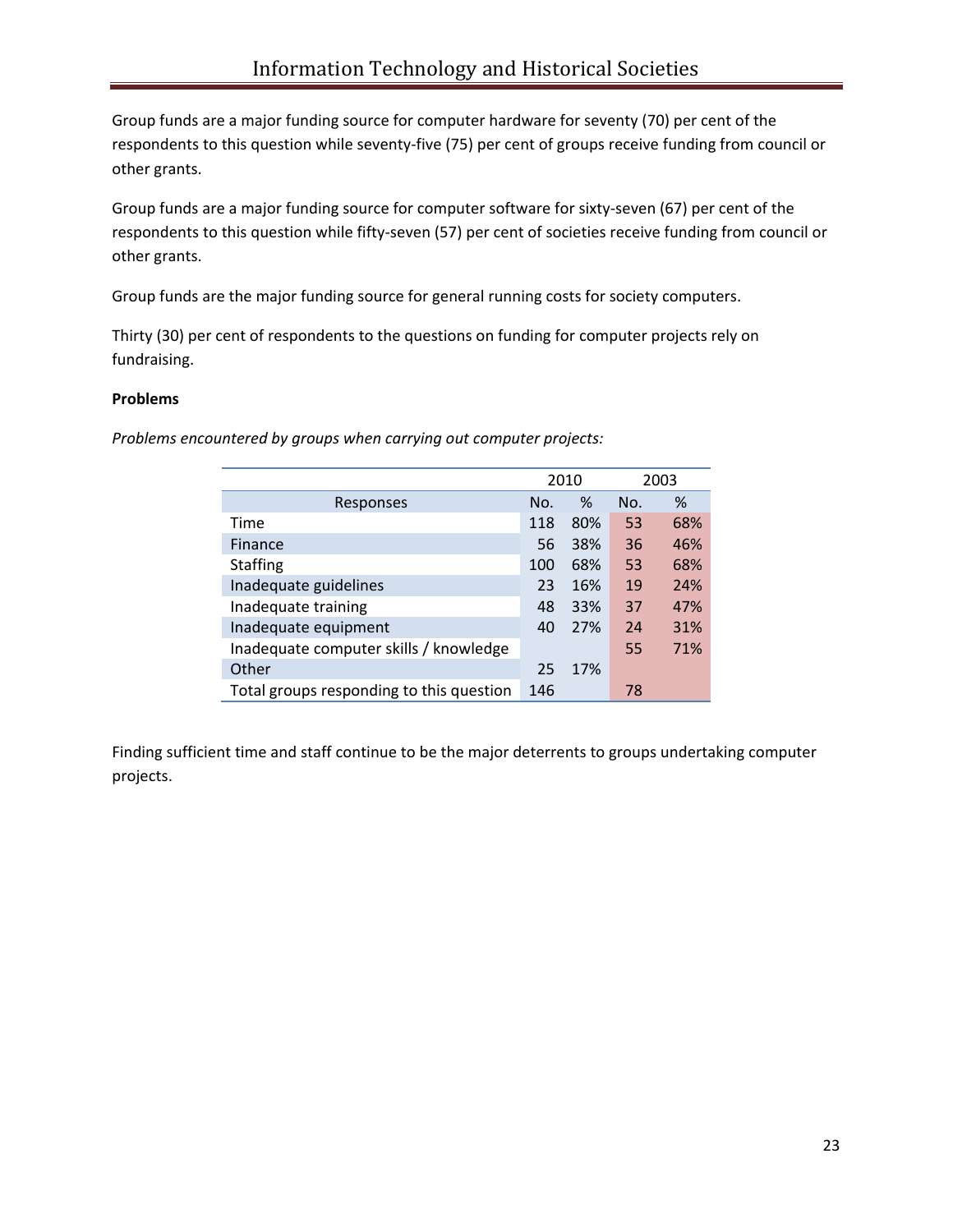Group funds are a major funding source for computer hardware for seventy (70) per cent of the respondents to this question while seventy-five (75) per cent of groups receive funding from council or other grants.

Group funds are a major funding source for computer software for sixty-seven (67) per cent of the respondents to this question while fifty-seven (57) per cent of societies receive funding from council or other grants.

Group funds are the major funding source for general running costs for society computers.

Thirty (30) per cent of respondents to the questions on funding for computer projects rely on fundraising.

**Problems**

*Problems encountered by groups when carrying out computer projects:*

| | 2010 | | 2003 | |
|---|---|---|---|---|
| Responses | No. | % | No. | % |
| Time | 118 | 80% | 53 | 68% |
| Finance | 56 | 38% | 36 | 46% |
| Staffing | 100 | 68% | 53 | 68% |
| Inadequate guidelines | 23 | 16% | 19 | 24% |
| Inadequate training | 48 | 33% | 37 | 47% |
| Inadequate equipment | 40 | 27% | 24 | 31% |
| Inadequate computer skills / knowledge | | | 55 | 71% |
| Other | 25 | 17% | | |
| Total groups responding to this question | 146 | | 78 | |

Finding sufficient time and staff continue to be the major deterrents to groups undertaking computer projects.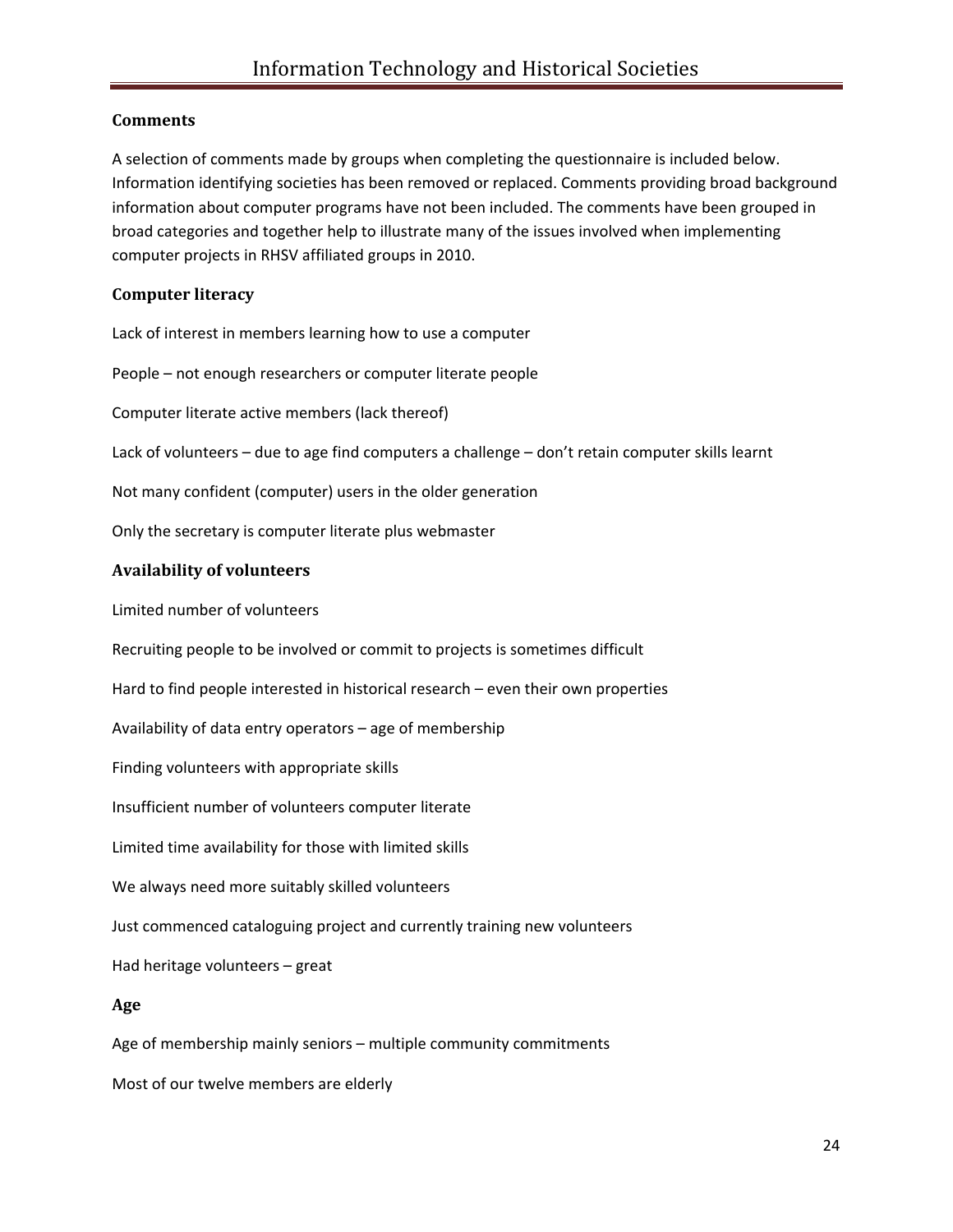## Comments

A selection of comments made by groups when completing the questionnaire is included below. Information identifying societies has been removed or replaced. Comments providing broad background information about computer programs have not been included. The comments have been grouped in broad categories and together help to illustrate many of the issues involved when implementing computer projects in RHSV affiliated groups in 2010.

### Computer literacy

Lack of interest in members learning how to use a computer

People – not enough researchers or computer literate people

Computer literate active members (lack thereof)

Lack of volunteers – due to age find computers a challenge – don't retain computer skills learnt

Not many confident (computer) users in the older generation

Only the secretary is computer literate plus webmaster

### Availability of volunteers

Limited number of volunteers

Recruiting people to be involved or commit to projects is sometimes difficult

Hard to find people interested in historical research – even their own properties

Availability of data entry operators – age of membership

Finding volunteers with appropriate skills

Insufficient number of volunteers computer literate

Limited time availability for those with limited skills

We always need more suitably skilled volunteers

Just commenced cataloguing project and currently training new volunteers

Had heritage volunteers – great

### Age

Age of membership mainly seniors – multiple community commitments

Most of our twelve members are elderly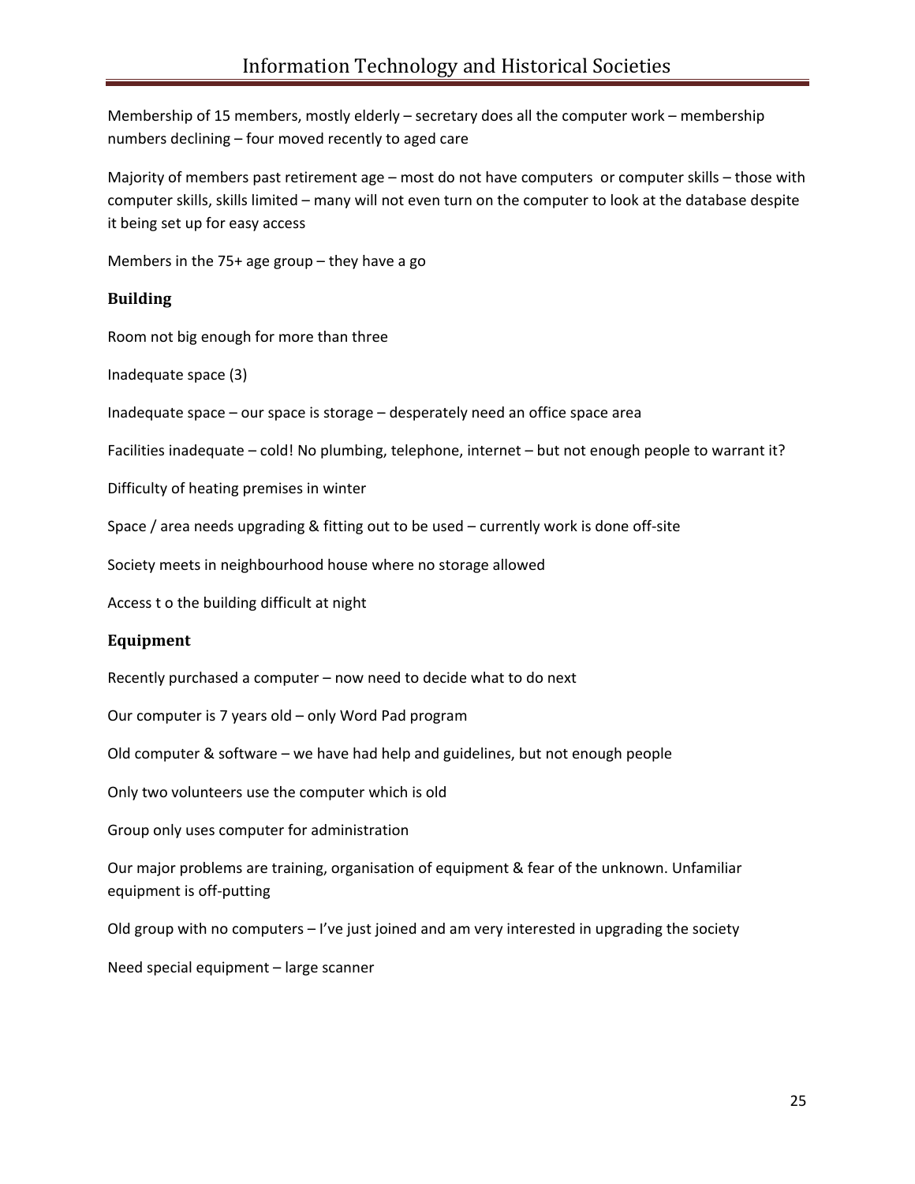Membership of 15 members, mostly elderly – secretary does all the computer work – membership numbers declining – four moved recently to aged care

Majority of members past retirement age – most do not have computers or computer skills – those with computer skills, skills limited – many will not even turn on the computer to look at the database despite it being set up for easy access

Members in the 75+ age group – they have a go

### Building

Room not big enough for more than three

Inadequate space (3)

Inadequate space – our space is storage – desperately need an office space area

Facilities inadequate – cold! No plumbing, telephone, internet – but not enough people to warrant it?

Difficulty of heating premises in winter

Space / area needs upgrading & fitting out to be used – currently work is done off-site

Society meets in neighbourhood house where no storage allowed

Access t o the building difficult at night

### Equipment

Recently purchased a computer – now need to decide what to do next

Our computer is 7 years old – only Word Pad program

Old computer & software – we have had help and guidelines, but not enough people

Only two volunteers use the computer which is old

Group only uses computer for administration

Our major problems are training, organisation of equipment & fear of the unknown. Unfamiliar equipment is off-putting

Old group with no computers – I've just joined and am very interested in upgrading the society

Need special equipment – large scanner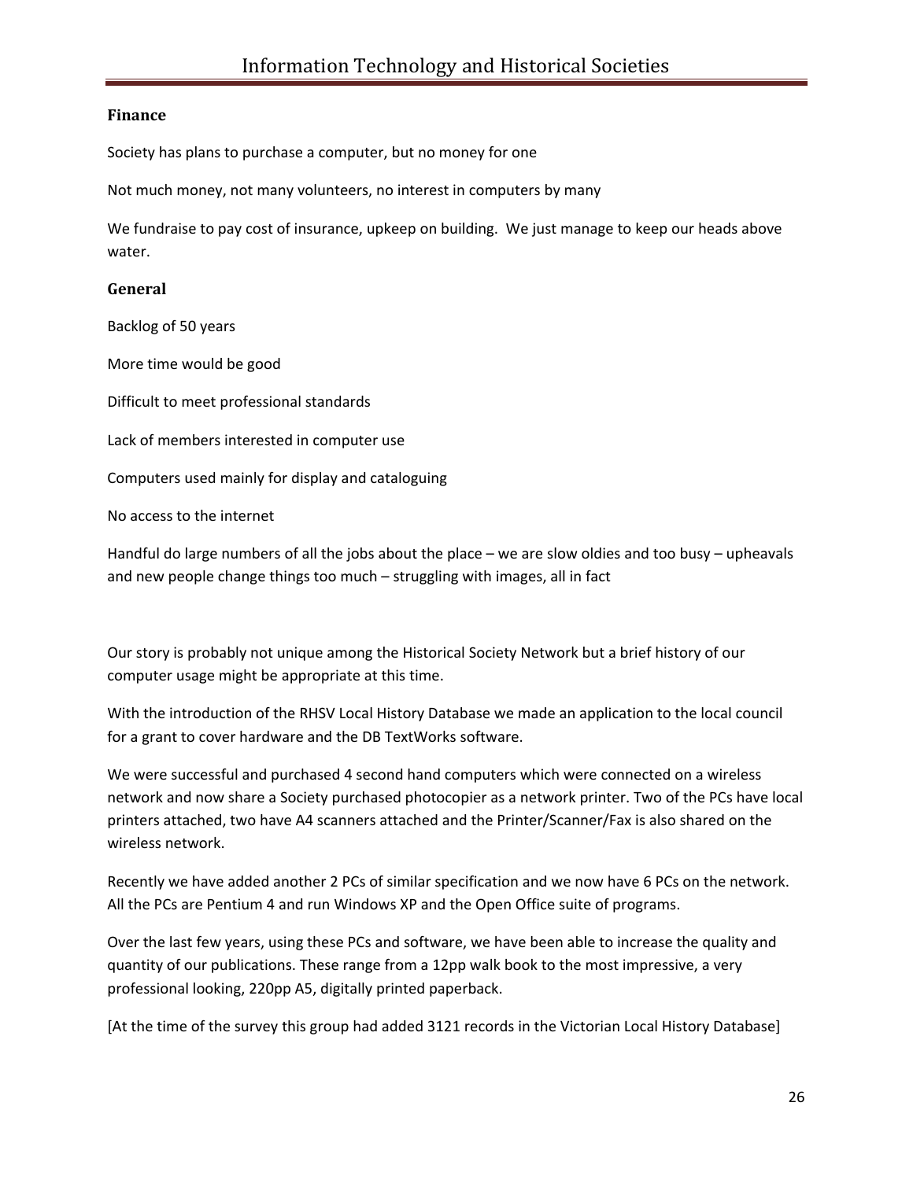### Finance

Society has plans to purchase a computer, but no money for one

Not much money, not many volunteers, no interest in computers by many

We fundraise to pay cost of insurance, upkeep on building. We just manage to keep our heads above water.

### General

Backlog of 50 years

More time would be good

Difficult to meet professional standards

Lack of members interested in computer use

Computers used mainly for display and cataloguing

No access to the internet

Handful do large numbers of all the jobs about the place – we are slow oldies and too busy – upheavals and new people change things too much – struggling with images, all in fact

Our story is probably not unique among the Historical Society Network but a brief history of our computer usage might be appropriate at this time.

With the introduction of the RHSV Local History Database we made an application to the local council for a grant to cover hardware and the DB TextWorks software.

We were successful and purchased 4 second hand computers which were connected on a wireless network and now share a Society purchased photocopier as a network printer. Two of the PCs have local printers attached, two have A4 scanners attached and the Printer/Scanner/Fax is also shared on the wireless network.

Recently we have added another 2 PCs of similar specification and we now have 6 PCs on the network. All the PCs are Pentium 4 and run Windows XP and the Open Office suite of programs.

Over the last few years, using these PCs and software, we have been able to increase the quality and quantity of our publications. These range from a 12pp walk book to the most impressive, a very professional looking, 220pp A5, digitally printed paperback.

[At the time of the survey this group had added 3121 records in the Victorian Local History Database]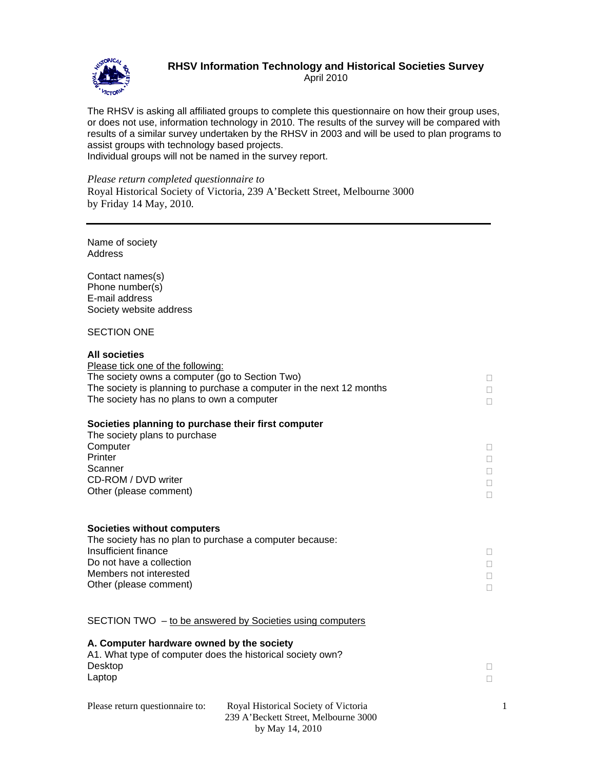# RHSV Information Technology and Historical Societies Survey

April 2010

The RHSV is asking all affiliated groups to complete this questionnaire on how their group uses, or does not use, information technology in 2010. The results of the survey will be compared with results of a similar survey undertaken by the RHSV in 2003 and will be used to plan programs to assist groups with technology based projects.
Individual groups will not be named in the survey report.

*Please return completed questionnaire to*
Royal Historical Society of Victoria, 239 A'Beckett Street, Melbourne 3000
by Friday 14 May, 2010.

---

Name of society
Address

Contact names(s)
Phone number(s)
E-mail address
Society website address

SECTION ONE

**All societies**

Please tick one of the following:

- The society owns a computer (go to Section Two) ☐
- The society is planning to purchase a computer in the next 12 months ☐
- The society has no plans to own a computer ☐

**Societies planning to purchase their first computer**

The society plans to purchase

- Computer ☐
- Printer ☐
- Scanner ☐
- CD-ROM / DVD writer ☐
- Other (please comment) ☐

**Societies without computers**

The society has no plan to purchase a computer because:

- Insufficient finance ☐
- Do not have a collection ☐
- Members not interested ☐
- Other (please comment) ☐

SECTION TWO – to be answered by Societies using computers

**A. Computer hardware owned by the society**

A1. What type of computer does the historical society own?

- Desktop ☐
- Laptop ☐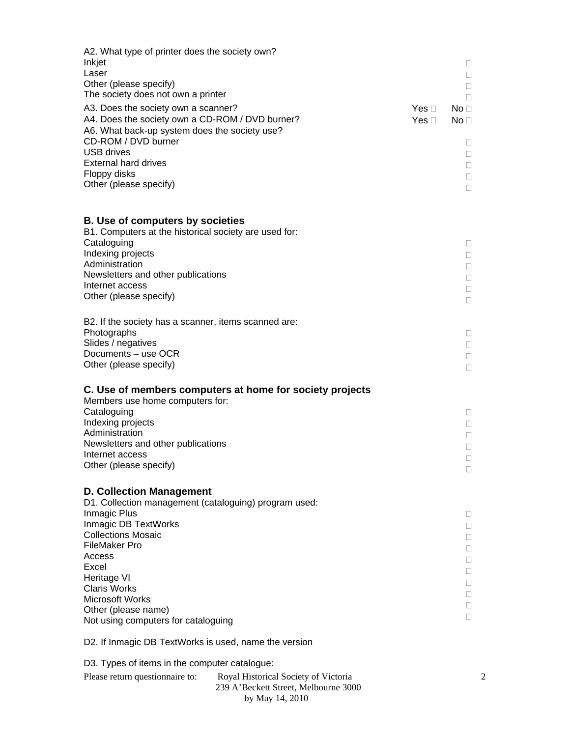A2. What type of printer does the society own?
Inkjet □
Laser □
Other (please specify) □
The society does not own a printer □

A3. Does the society own a scanner? Yes □ No □

A4. Does the society own a CD-ROM / DVD burner? Yes □ No □

A6. What back-up system does the society use?
CD-ROM / DVD burner □
USB drives □
External hard drives □
Floppy disks □
Other (please specify) □

## B. Use of computers by societies

B1. Computers at the historical society are used for:
Cataloguing □
Indexing projects □
Administration □
Newsletters and other publications □
Internet access □
Other (please specify) □

B2. If the society has a scanner, items scanned are:
Photographs □
Slides / negatives □
Documents – use OCR □
Other (please specify) □

## C. Use of members computers at home for society projects

Members use home computers for:
Cataloguing □
Indexing projects □
Administration □
Newsletters and other publications □
Internet access □
Other (please specify) □

## D. Collection Management

D1. Collection management (cataloguing) program used:
Inmagic Plus □
Inmagic DB TextWorks □
Collections Mosaic □
FileMaker Pro □
Access □
Excel □
Heritage VI □
Claris Works □
Microsoft Works □
Other (please name) □
Not using computers for cataloguing □

D2. If Inmagic DB TextWorks is used, name the version

D3. Types of items in the computer catalogue:

Please return questionnaire to: Royal Historical Society of Victoria
239 A'Beckett Street, Melbourne 3000
by May 14, 2010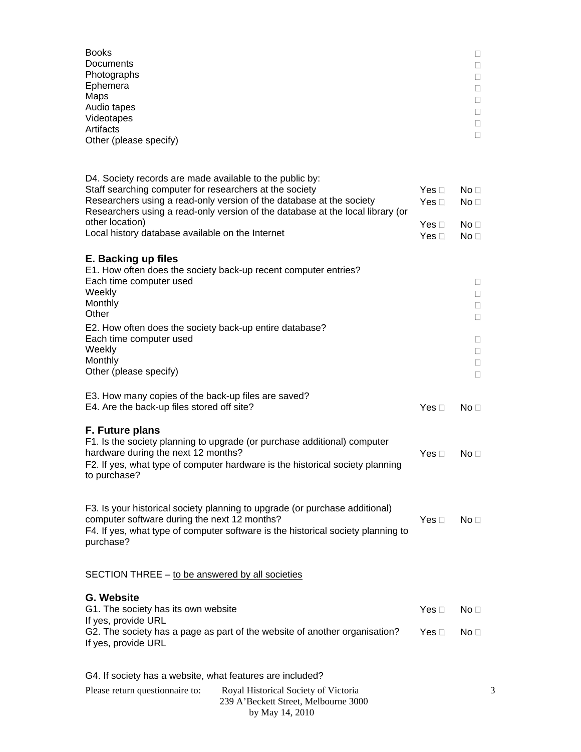| | |
|---|---|
| Books | ☐ |
| Documents | ☐ |
| Photographs | ☐ |
| Ephemera | ☐ |
| Maps | ☐ |
| Audio tapes | ☐ |
| Videotapes | ☐ |
| Artifacts | ☐ |
| Other (please specify) | ☐ |

D4. Society records are made available to the public by:

| | | |
|---|---|---|
| Staff searching computer for researchers at the society | Yes ☐ | No ☐ |
| Researchers using a read-only version of the database at the society | Yes ☐ | No ☐ |
| Researchers using a read-only version of the database at the local library (or other location) | Yes ☐ | No ☐ |
| Local history database available on the Internet | Yes ☐ | No ☐ |

## E. Backing up files

E1. How often does the society back-up recent computer entries?

| | |
|---|---|
| Each time computer used | ☐ |
| Weekly | ☐ |
| Monthly | ☐ |
| Other | ☐ |

E2. How often does the society back-up entire database?

| | |
|---|---|
| Each time computer used | ☐ |
| Weekly | ☐ |
| Monthly | ☐ |
| Other (please specify) | ☐ |

E3. How many copies of the back-up files are saved?

| | | |
|---|---|---|
| E4. Are the back-up files stored off site? | Yes ☐ | No ☐ |

## F. Future plans

| | | |
|---|---|---|
| F1. Is the society planning to upgrade (or purchase additional) computer hardware during the next 12 months? | Yes ☐ | No ☐ |

F2. If yes, what type of computer hardware is the historical society planning to purchase?

| | | |
|---|---|---|
| F3. Is your historical society planning to upgrade (or purchase additional) computer software during the next 12 months? | Yes ☐ | No ☐ |

F4. If yes, what type of computer software is the historical society planning to purchase?

SECTION THREE – to be answered by all societies

## G. Website

| | | |
|---|---|---|
| G1. The society has its own website | Yes ☐ | No ☐ |
| If yes, provide URL | | |
| G2. The society has a page as part of the website of another organisation? | Yes ☐ | No ☐ |
| If yes, provide URL | | |

G4. If society has a website, what features are included?

Please return questionnaire to: Royal Historical Society of Victoria
239 A'Beckett Street, Melbourne 3000
by May 14, 2010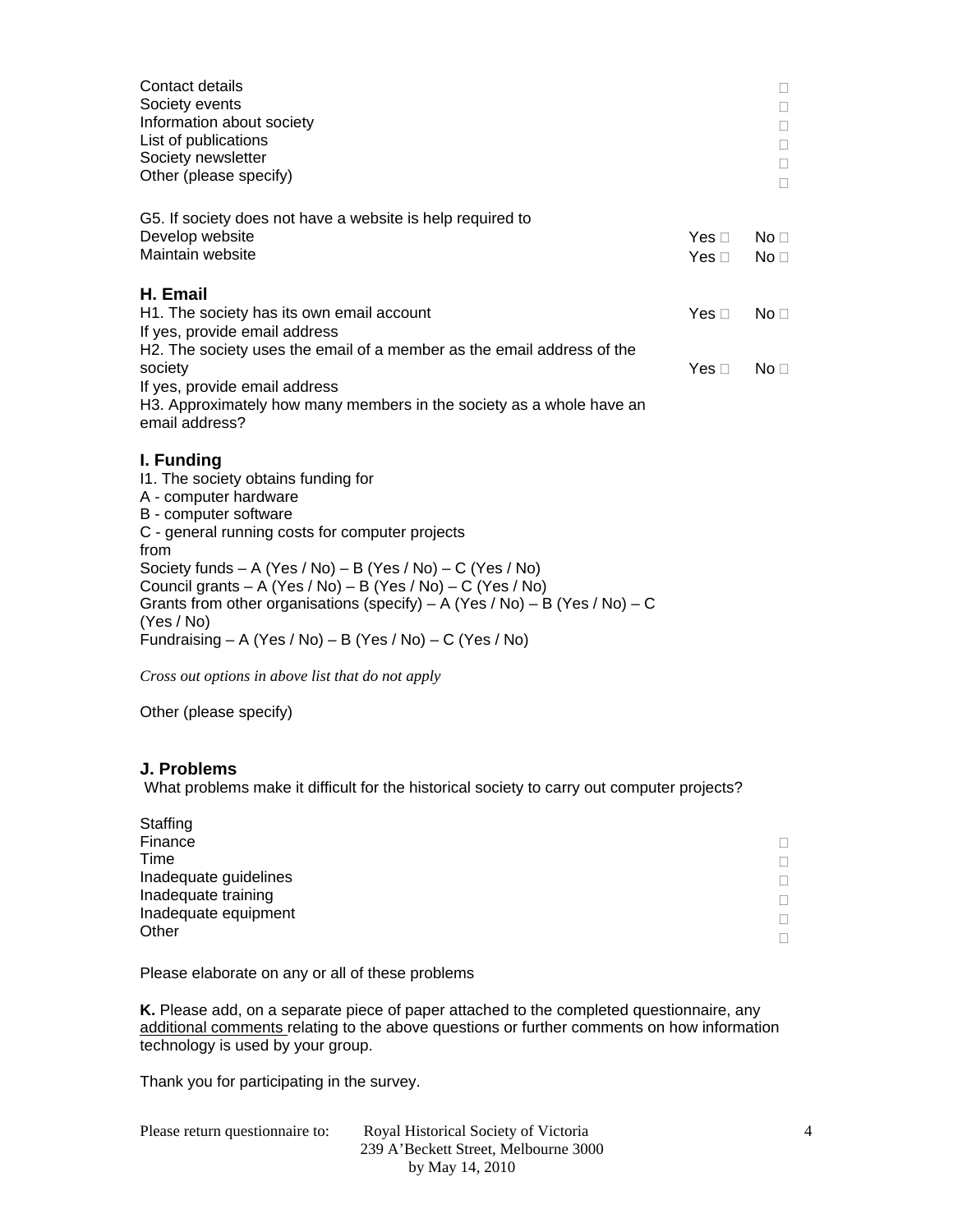Contact details ☐
Society events ☐
Information about society ☐
List of publications ☐
Society newsletter ☐
Other (please specify) ☐

G5. If society does not have a website is help required to
Develop website Yes ☐ No ☐
Maintain website Yes ☐ No ☐

### H. Email

H1. The society has its own email account Yes ☐ No ☐
If yes, provide email address
H2. The society uses the email of a member as the email address of the society Yes ☐ No ☐
If yes, provide email address
H3. Approximately how many members in the society as a whole have an email address?

### I. Funding

I1. The society obtains funding for
A - computer hardware
B - computer software
C - general running costs for computer projects
from
Society funds – A (Yes / No) – B (Yes / No) – C (Yes / No)
Council grants – A (Yes / No) – B (Yes / No) – C (Yes / No)
Grants from other organisations (specify) – A (Yes / No) – B (Yes / No) – C (Yes / No)
Fundraising – A (Yes / No) – B (Yes / No) – C (Yes / No)

*Cross out options in above list that do not apply*

Other (please specify)

### J. Problems

What problems make it difficult for the historical society to carry out computer projects?

Staffing
Finance ☐
Time ☐
Inadequate guidelines ☐
Inadequate training ☐
Inadequate equipment ☐
Other ☐

Please elaborate on any or all of these problems

**K.** Please add, on a separate piece of paper attached to the completed questionnaire, any additional comments relating to the above questions or further comments on how information technology is used by your group.

Thank you for participating in the survey.

Please return questionnaire to: Royal Historical Society of Victoria
239 A'Beckett Street, Melbourne 3000
by May 14, 2010